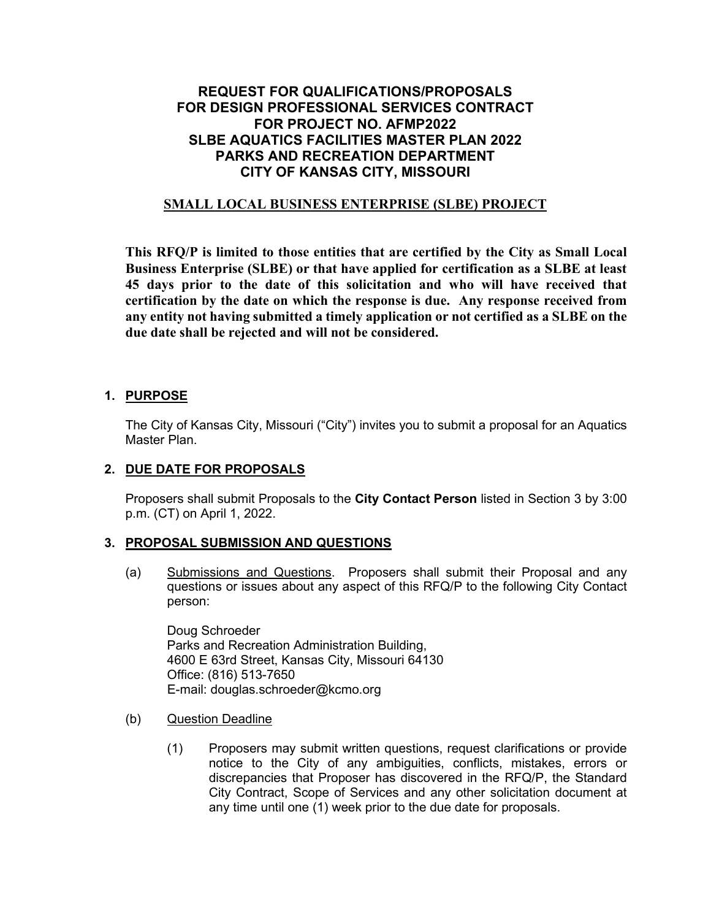# REQUEST FOR QUALIFICATIONS/PROPOSALS FOR DESIGN PROFESSIONAL SERVICES CONTRACT FOR PROJECT NO. AFMP2022 SLBE AQUATICS FACILITIES MASTER PLAN 2022 PARKS AND RECREATION DEPARTMENT CITY OF KANSAS CITY, MISSOURI

## SMALL LOCAL BUSINESS ENTERPRISE (SLBE) PROJECT

**This RFQ/P is limited to those entities that are certified by the City as Small Local Business Enterprise (SLBE) or that have applied for certification as a SLBE at least 45 days prior to the date of this solicitation and who will have received that certification by the date on which the response is due. Any response received from any entity not having submitted a timely application or not certified as a SLBE on the due date shall be rejected and will not be considered.**

## 1. PURPOSE

The City of Kansas City, Missouri ("City") invites you to submit a proposal for an Aquatics Master Plan.

## 2. DUE DATE FOR PROPOSALS

Proposers shall submit Proposals to the **City Contact Person** listed in Section 3 by 3:00 p.m. (CT) on April 1, 2022.

## 3. PROPOSAL SUBMISSION AND QUESTIONS

(a) Submissions and Questions. Proposers shall submit their Proposal and any questions or issues about any aspect of this RFQ/P to the following City Contact person:

Doug Schroeder
Parks and Recreation Administration Building,
4600 E 63rd Street, Kansas City, Missouri 64130
Office: (816) 513-7650
E-mail: douglas.schroeder@kcmo.org

(b) Question Deadline

(1) Proposers may submit written questions, request clarifications or provide notice to the City of any ambiguities, conflicts, mistakes, errors or discrepancies that Proposer has discovered in the RFQ/P, the Standard City Contract, Scope of Services and any other solicitation document at any time until one (1) week prior to the due date for proposals.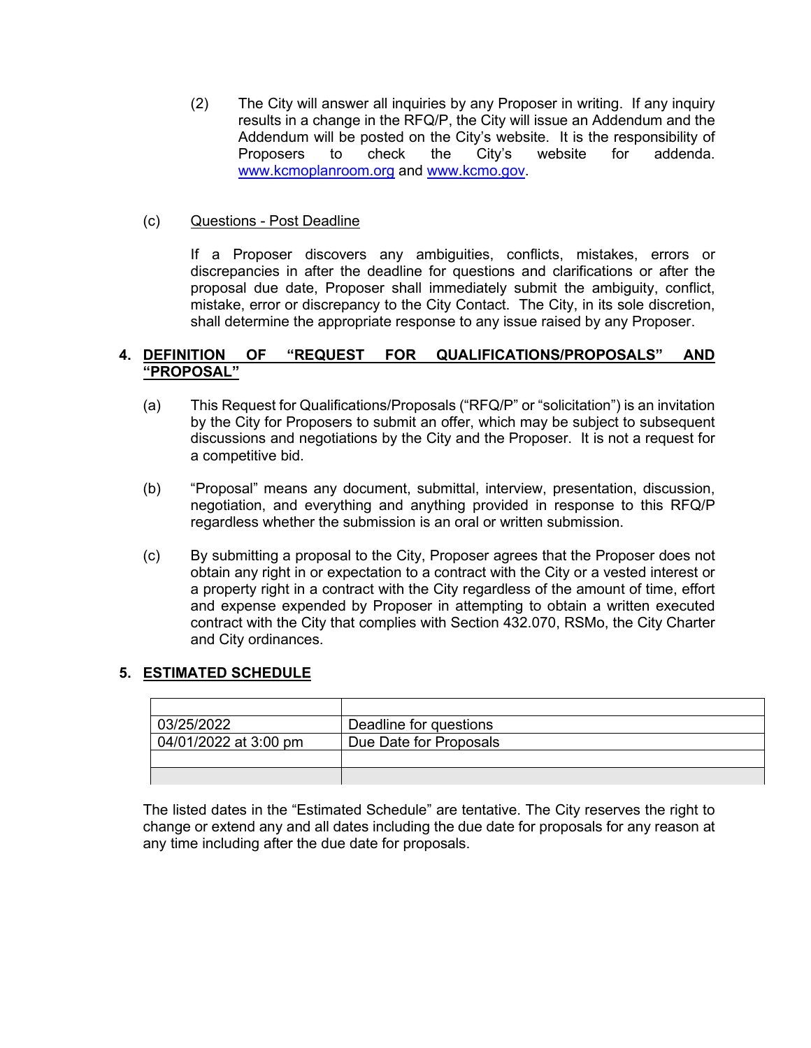(2) The City will answer all inquiries by any Proposer in writing. If any inquiry results in a change in the RFQ/P, the City will issue an Addendum and the Addendum will be posted on the City's website. It is the responsibility of Proposers to check the City's website for addenda. www.kcmoplanroom.org and www.kcmo.gov.

(c) Questions - Post Deadline

If a Proposer discovers any ambiguities, conflicts, mistakes, errors or discrepancies in after the deadline for questions and clarifications or after the proposal due date, Proposer shall immediately submit the ambiguity, conflict, mistake, error or discrepancy to the City Contact. The City, in its sole discretion, shall determine the appropriate response to any issue raised by any Proposer.

## 4. DEFINITION OF "REQUEST FOR QUALIFICATIONS/PROPOSALS" AND "PROPOSAL"

(a) This Request for Qualifications/Proposals ("RFQ/P" or "solicitation") is an invitation by the City for Proposers to submit an offer, which may be subject to subsequent discussions and negotiations by the City and the Proposer. It is not a request for a competitive bid.

(b) "Proposal" means any document, submittal, interview, presentation, discussion, negotiation, and everything and anything provided in response to this RFQ/P regardless whether the submission is an oral or written submission.

(c) By submitting a proposal to the City, Proposer agrees that the Proposer does not obtain any right in or expectation to a contract with the City or a vested interest or a property right in a contract with the City regardless of the amount of time, effort and expense expended by Proposer in attempting to obtain a written executed contract with the City that complies with Section 432.070, RSMo, the City Charter and City ordinances.

## 5. ESTIMATED SCHEDULE

| | |
|---|---|
| 03/25/2022 | Deadline for questions |
| 04/01/2022 at 3:00 pm | Due Date for Proposals |
| | |
| | |

The listed dates in the "Estimated Schedule" are tentative. The City reserves the right to change or extend any and all dates including the due date for proposals for any reason at any time including after the due date for proposals.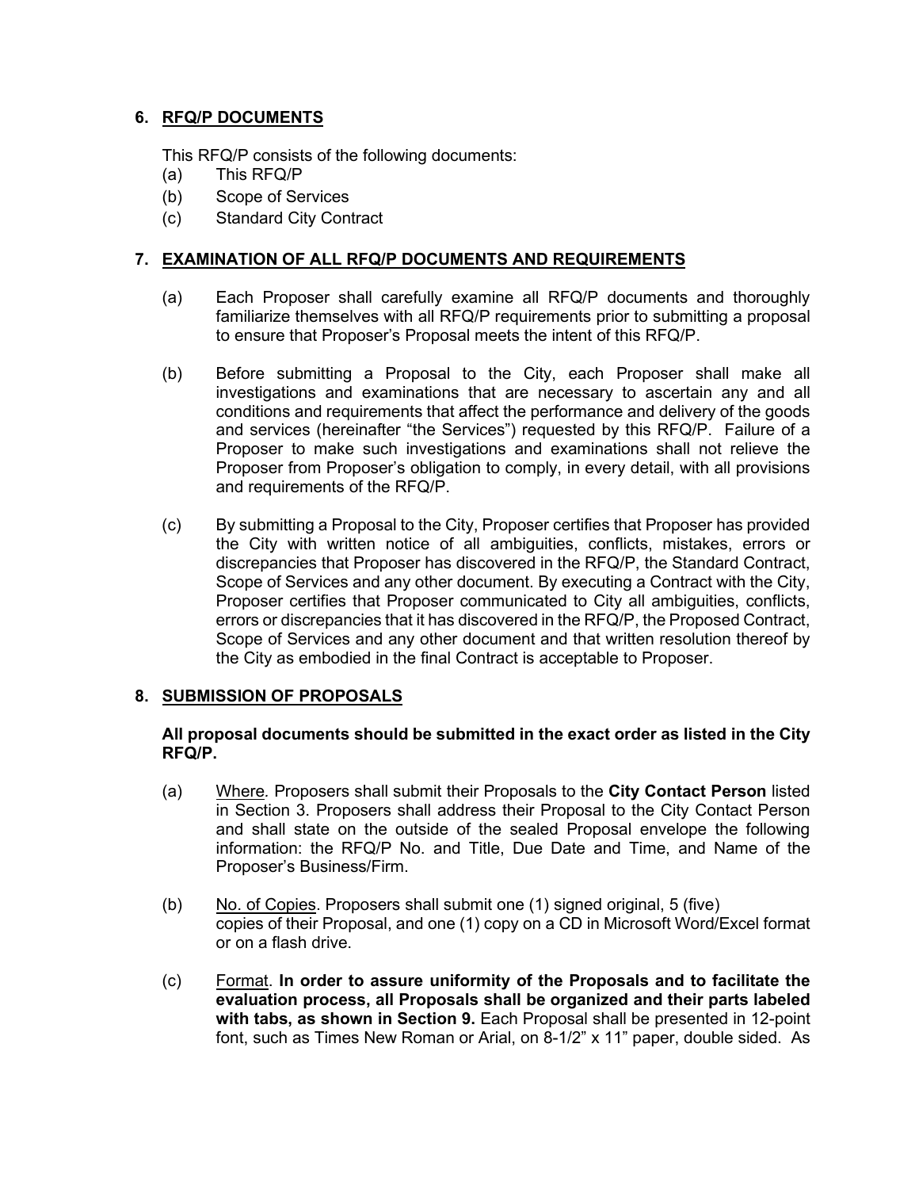## 6. RFQ/P DOCUMENTS

This RFQ/P consists of the following documents:

(a) This RFQ/P
(b) Scope of Services
(c) Standard City Contract

## 7. EXAMINATION OF ALL RFQ/P DOCUMENTS AND REQUIREMENTS

(a) Each Proposer shall carefully examine all RFQ/P documents and thoroughly familiarize themselves with all RFQ/P requirements prior to submitting a proposal to ensure that Proposer's Proposal meets the intent of this RFQ/P.

(b) Before submitting a Proposal to the City, each Proposer shall make all investigations and examinations that are necessary to ascertain any and all conditions and requirements that affect the performance and delivery of the goods and services (hereinafter "the Services") requested by this RFQ/P. Failure of a Proposer to make such investigations and examinations shall not relieve the Proposer from Proposer's obligation to comply, in every detail, with all provisions and requirements of the RFQ/P.

(c) By submitting a Proposal to the City, Proposer certifies that Proposer has provided the City with written notice of all ambiguities, conflicts, mistakes, errors or discrepancies that Proposer has discovered in the RFQ/P, the Standard Contract, Scope of Services and any other document. By executing a Contract with the City, Proposer certifies that Proposer communicated to City all ambiguities, conflicts, errors or discrepancies that it has discovered in the RFQ/P, the Proposed Contract, Scope of Services and any other document and that written resolution thereof by the City as embodied in the final Contract is acceptable to Proposer.

## 8. SUBMISSION OF PROPOSALS

**All proposal documents should be submitted in the exact order as listed in the City RFQ/P.**

(a) Where. Proposers shall submit their Proposals to the **City Contact Person** listed in Section 3. Proposers shall address their Proposal to the City Contact Person and shall state on the outside of the sealed Proposal envelope the following information: the RFQ/P No. and Title, Due Date and Time, and Name of the Proposer's Business/Firm.

(b) No. of Copies. Proposers shall submit one (1) signed original, 5 (five) copies of their Proposal, and one (1) copy on a CD in Microsoft Word/Excel format or on a flash drive.

(c) Format. **In order to assure uniformity of the Proposals and to facilitate the evaluation process, all Proposals shall be organized and their parts labeled with tabs, as shown in Section 9.** Each Proposal shall be presented in 12-point font, such as Times New Roman or Arial, on 8-1/2" x 11" paper, double sided. As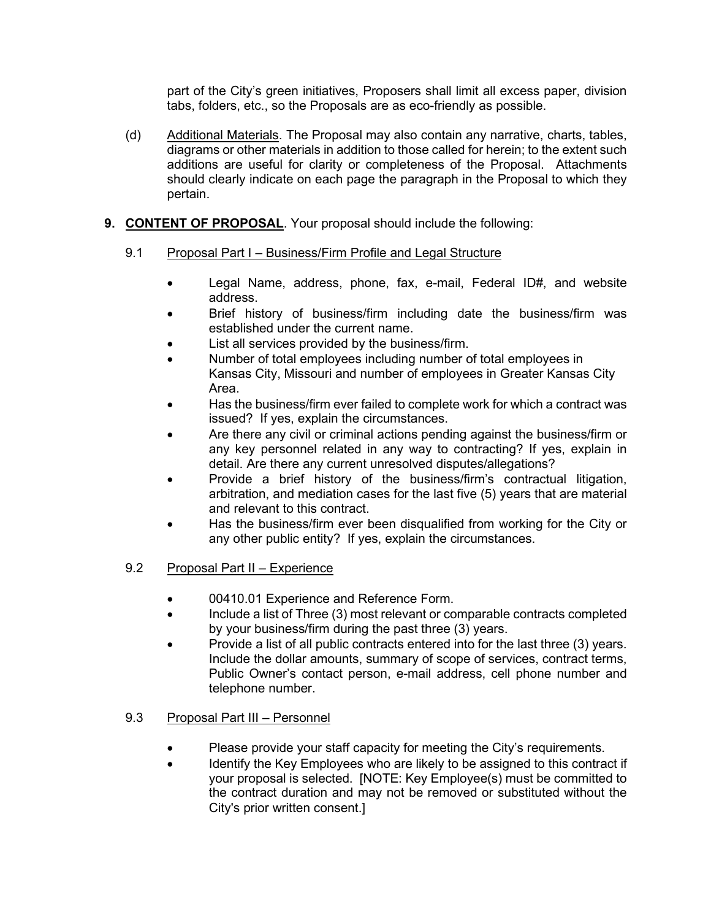part of the City's green initiatives, Proposers shall limit all excess paper, division tabs, folders, etc., so the Proposals are as eco-friendly as possible.

(d) Additional Materials. The Proposal may also contain any narrative, charts, tables, diagrams or other materials in addition to those called for herein; to the extent such additions are useful for clarity or completeness of the Proposal. Attachments should clearly indicate on each page the paragraph in the Proposal to which they pertain.

**9. CONTENT OF PROPOSAL**. Your proposal should include the following:

9.1 Proposal Part I – Business/Firm Profile and Legal Structure

- Legal Name, address, phone, fax, e-mail, Federal ID#, and website address.
- Brief history of business/firm including date the business/firm was established under the current name.
- List all services provided by the business/firm.
- Number of total employees including number of total employees in Kansas City, Missouri and number of employees in Greater Kansas City Area.
- Has the business/firm ever failed to complete work for which a contract was issued? If yes, explain the circumstances.
- Are there any civil or criminal actions pending against the business/firm or any key personnel related in any way to contracting? If yes, explain in detail. Are there any current unresolved disputes/allegations?
- Provide a brief history of the business/firm's contractual litigation, arbitration, and mediation cases for the last five (5) years that are material and relevant to this contract.
- Has the business/firm ever been disqualified from working for the City or any other public entity? If yes, explain the circumstances.

9.2 Proposal Part II – Experience

- 00410.01 Experience and Reference Form.
- Include a list of Three (3) most relevant or comparable contracts completed by your business/firm during the past three (3) years.
- Provide a list of all public contracts entered into for the last three (3) years. Include the dollar amounts, summary of scope of services, contract terms, Public Owner's contact person, e-mail address, cell phone number and telephone number.

9.3 Proposal Part III – Personnel

- Please provide your staff capacity for meeting the City's requirements.
- Identify the Key Employees who are likely to be assigned to this contract if your proposal is selected. [NOTE: Key Employee(s) must be committed to the contract duration and may not be removed or substituted without the City's prior written consent.]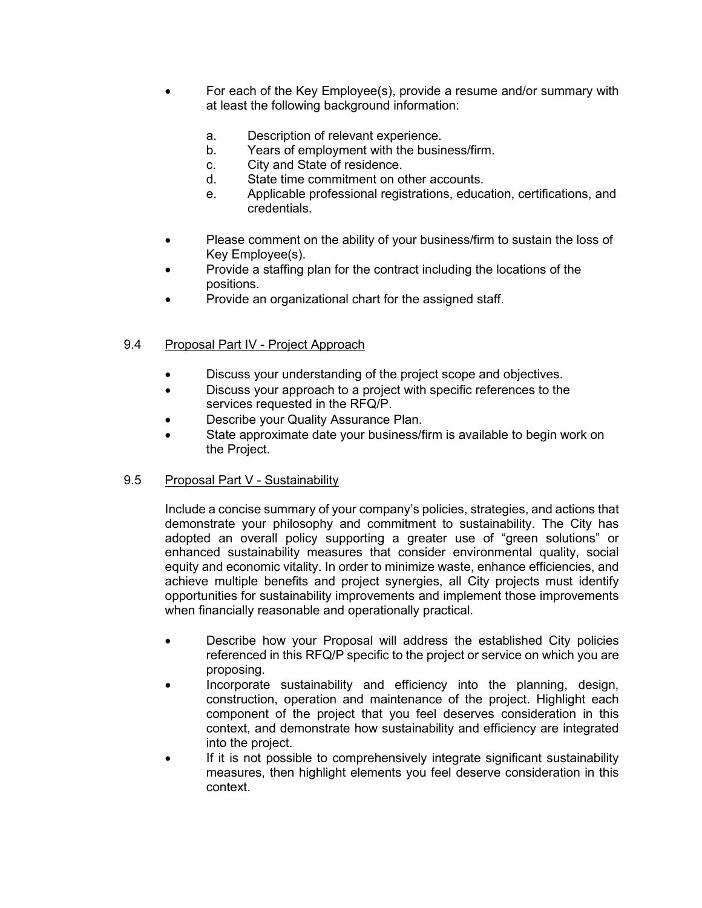- For each of the Key Employee(s), provide a resume and/or summary with at least the following background information:

  a. Description of relevant experience.
  b. Years of employment with the business/firm.
  c. City and State of residence.
  d. State time commitment on other accounts.
  e. Applicable professional registrations, education, certifications, and credentials.

- Please comment on the ability of your business/firm to sustain the loss of Key Employee(s).
- Provide a staffing plan for the contract including the locations of the positions.
- Provide an organizational chart for the assigned staff.

## 9.4 <u>Proposal Part IV - Project Approach</u>

- Discuss your understanding of the project scope and objectives.
- Discuss your approach to a project with specific references to the services requested in the RFQ/P.
- Describe your Quality Assurance Plan.
- State approximate date your business/firm is available to begin work on the Project.

## 9.5 <u>Proposal Part V - Sustainability</u>

Include a concise summary of your company's policies, strategies, and actions that demonstrate your philosophy and commitment to sustainability. The City has adopted an overall policy supporting a greater use of "green solutions" or enhanced sustainability measures that consider environmental quality, social equity and economic vitality. In order to minimize waste, enhance efficiencies, and achieve multiple benefits and project synergies, all City projects must identify opportunities for sustainability improvements and implement those improvements when financially reasonable and operationally practical.

- Describe how your Proposal will address the established City policies referenced in this RFQ/P specific to the project or service on which you are proposing.
- Incorporate sustainability and efficiency into the planning, design, construction, operation and maintenance of the project. Highlight each component of the project that you feel deserves consideration in this context, and demonstrate how sustainability and efficiency are integrated into the project.
- If it is not possible to comprehensively integrate significant sustainability measures, then highlight elements you feel deserve consideration in this context.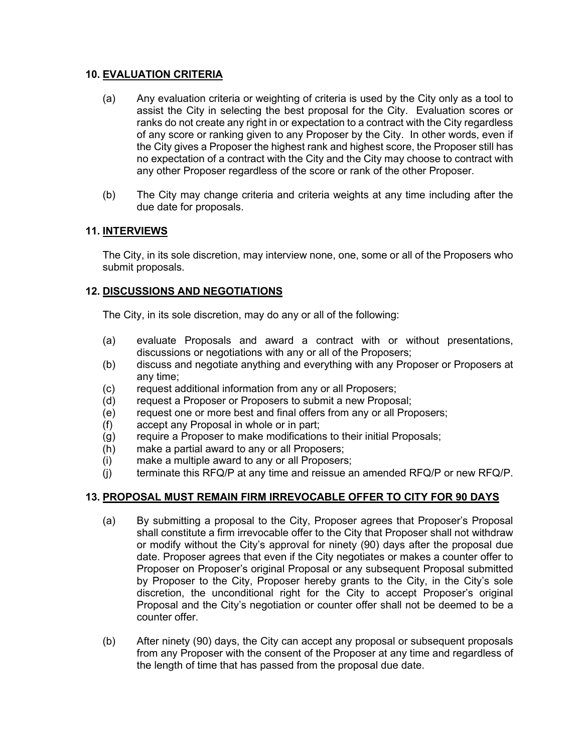## 10. EVALUATION CRITERIA

(a) Any evaluation criteria or weighting of criteria is used by the City only as a tool to assist the City in selecting the best proposal for the City. Evaluation scores or ranks do not create any right in or expectation to a contract with the City regardless of any score or ranking given to any Proposer by the City. In other words, even if the City gives a Proposer the highest rank and highest score, the Proposer still has no expectation of a contract with the City and the City may choose to contract with any other Proposer regardless of the score or rank of the other Proposer.

(b) The City may change criteria and criteria weights at any time including after the due date for proposals.

## 11. INTERVIEWS

The City, in its sole discretion, may interview none, one, some or all of the Proposers who submit proposals.

## 12. DISCUSSIONS AND NEGOTIATIONS

The City, in its sole discretion, may do any or all of the following:

(a) evaluate Proposals and award a contract with or without presentations, discussions or negotiations with any or all of the Proposers;
(b) discuss and negotiate anything and everything with any Proposer or Proposers at any time;
(c) request additional information from any or all Proposers;
(d) request a Proposer or Proposers to submit a new Proposal;
(e) request one or more best and final offers from any or all Proposers;
(f) accept any Proposal in whole or in part;
(g) require a Proposer to make modifications to their initial Proposals;
(h) make a partial award to any or all Proposers;
(i) make a multiple award to any or all Proposers;
(j) terminate this RFQ/P at any time and reissue an amended RFQ/P or new RFQ/P.

## 13. PROPOSAL MUST REMAIN FIRM IRREVOCABLE OFFER TO CITY FOR 90 DAYS

(a) By submitting a proposal to the City, Proposer agrees that Proposer's Proposal shall constitute a firm irrevocable offer to the City that Proposer shall not withdraw or modify without the City's approval for ninety (90) days after the proposal due date. Proposer agrees that even if the City negotiates or makes a counter offer to Proposer on Proposer's original Proposal or any subsequent Proposal submitted by Proposer to the City, Proposer hereby grants to the City, in the City's sole discretion, the unconditional right for the City to accept Proposer's original Proposal and the City's negotiation or counter offer shall not be deemed to be a counter offer.

(b) After ninety (90) days, the City can accept any proposal or subsequent proposals from any Proposer with the consent of the Proposer at any time and regardless of the length of time that has passed from the proposal due date.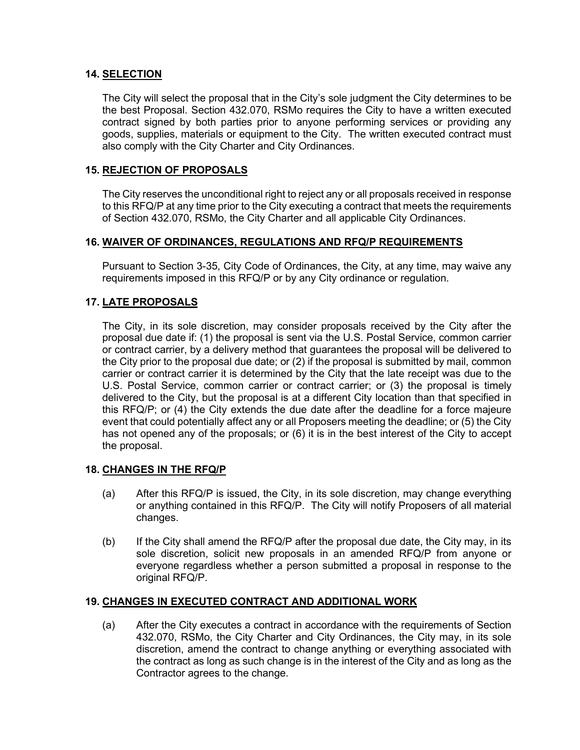## 14. SELECTION

The City will select the proposal that in the City's sole judgment the City determines to be the best Proposal. Section 432.070, RSMo requires the City to have a written executed contract signed by both parties prior to anyone performing services or providing any goods, supplies, materials or equipment to the City. The written executed contract must also comply with the City Charter and City Ordinances.

## 15. REJECTION OF PROPOSALS

The City reserves the unconditional right to reject any or all proposals received in response to this RFQ/P at any time prior to the City executing a contract that meets the requirements of Section 432.070, RSMo, the City Charter and all applicable City Ordinances.

## 16. WAIVER OF ORDINANCES, REGULATIONS AND RFQ/P REQUIREMENTS

Pursuant to Section 3-35, City Code of Ordinances, the City, at any time, may waive any requirements imposed in this RFQ/P or by any City ordinance or regulation.

## 17. LATE PROPOSALS

The City, in its sole discretion, may consider proposals received by the City after the proposal due date if: (1) the proposal is sent via the U.S. Postal Service, common carrier or contract carrier, by a delivery method that guarantees the proposal will be delivered to the City prior to the proposal due date; or (2) if the proposal is submitted by mail, common carrier or contract carrier it is determined by the City that the late receipt was due to the U.S. Postal Service, common carrier or contract carrier; or (3) the proposal is timely delivered to the City, but the proposal is at a different City location than that specified in this RFQ/P; or (4) the City extends the due date after the deadline for a force majeure event that could potentially affect any or all Proposers meeting the deadline; or (5) the City has not opened any of the proposals; or (6) it is in the best interest of the City to accept the proposal.

## 18. CHANGES IN THE RFQ/P

(a) After this RFQ/P is issued, the City, in its sole discretion, may change everything or anything contained in this RFQ/P. The City will notify Proposers of all material changes.

(b) If the City shall amend the RFQ/P after the proposal due date, the City may, in its sole discretion, solicit new proposals in an amended RFQ/P from anyone or everyone regardless whether a person submitted a proposal in response to the original RFQ/P.

## 19. CHANGES IN EXECUTED CONTRACT AND ADDITIONAL WORK

(a) After the City executes a contract in accordance with the requirements of Section 432.070, RSMo, the City Charter and City Ordinances, the City may, in its sole discretion, amend the contract to change anything or everything associated with the contract as long as such change is in the interest of the City and as long as the Contractor agrees to the change.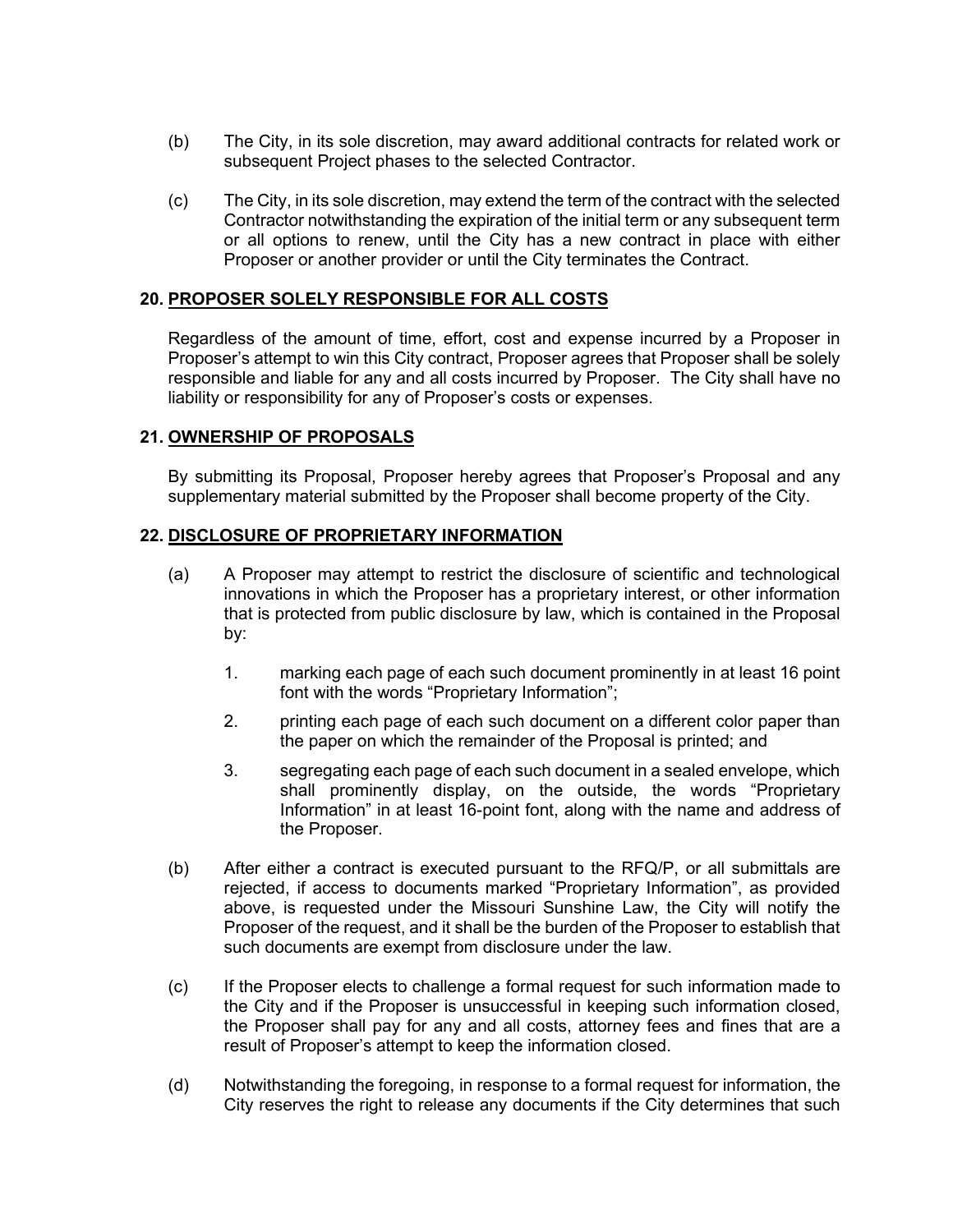(b) The City, in its sole discretion, may award additional contracts for related work or subsequent Project phases to the selected Contractor.

(c) The City, in its sole discretion, may extend the term of the contract with the selected Contractor notwithstanding the expiration of the initial term or any subsequent term or all options to renew, until the City has a new contract in place with either Proposer or another provider or until the City terminates the Contract.

## 20. PROPOSER SOLELY RESPONSIBLE FOR ALL COSTS

Regardless of the amount of time, effort, cost and expense incurred by a Proposer in Proposer's attempt to win this City contract, Proposer agrees that Proposer shall be solely responsible and liable for any and all costs incurred by Proposer. The City shall have no liability or responsibility for any of Proposer's costs or expenses.

## 21. OWNERSHIP OF PROPOSALS

By submitting its Proposal, Proposer hereby agrees that Proposer's Proposal and any supplementary material submitted by the Proposer shall become property of the City.

## 22. DISCLOSURE OF PROPRIETARY INFORMATION

(a) A Proposer may attempt to restrict the disclosure of scientific and technological innovations in which the Proposer has a proprietary interest, or other information that is protected from public disclosure by law, which is contained in the Proposal by:

1. marking each page of each such document prominently in at least 16 point font with the words "Proprietary Information";
2. printing each page of each such document on a different color paper than the paper on which the remainder of the Proposal is printed; and
3. segregating each page of each such document in a sealed envelope, which shall prominently display, on the outside, the words "Proprietary Information" in at least 16-point font, along with the name and address of the Proposer.

(b) After either a contract is executed pursuant to the RFQ/P, or all submittals are rejected, if access to documents marked "Proprietary Information", as provided above, is requested under the Missouri Sunshine Law, the City will notify the Proposer of the request, and it shall be the burden of the Proposer to establish that such documents are exempt from disclosure under the law.

(c) If the Proposer elects to challenge a formal request for such information made to the City and if the Proposer is unsuccessful in keeping such information closed, the Proposer shall pay for any and all costs, attorney fees and fines that are a result of Proposer's attempt to keep the information closed.

(d) Notwithstanding the foregoing, in response to a formal request for information, the City reserves the right to release any documents if the City determines that such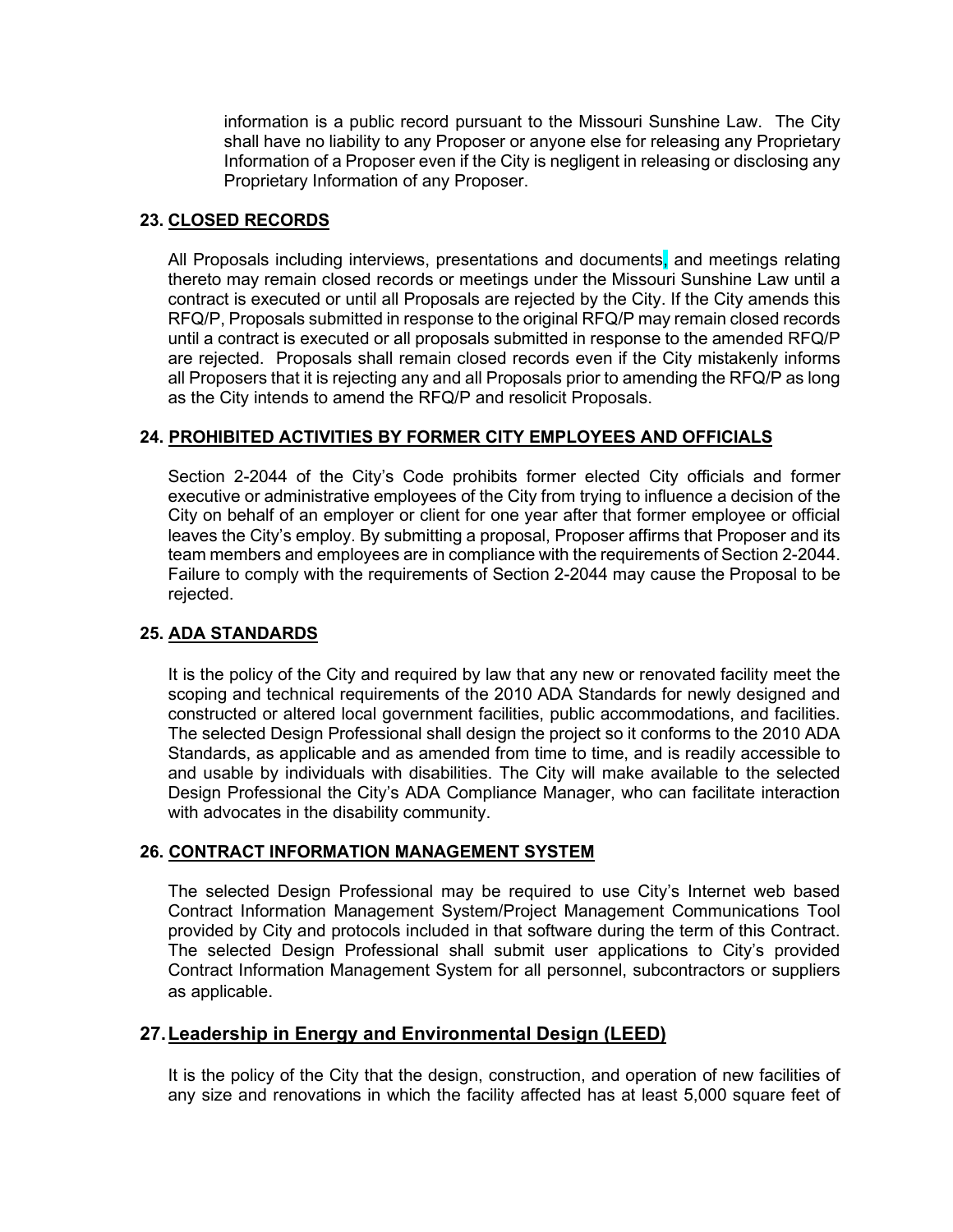information is a public record pursuant to the Missouri Sunshine Law. The City shall have no liability to any Proposer or anyone else for releasing any Proprietary Information of a Proposer even if the City is negligent in releasing or disclosing any Proprietary Information of any Proposer.

## 23. CLOSED RECORDS

All Proposals including interviews, presentations and documents, and meetings relating thereto may remain closed records or meetings under the Missouri Sunshine Law until a contract is executed or until all Proposals are rejected by the City. If the City amends this RFQ/P, Proposals submitted in response to the original RFQ/P may remain closed records until a contract is executed or all proposals submitted in response to the amended RFQ/P are rejected. Proposals shall remain closed records even if the City mistakenly informs all Proposers that it is rejecting any and all Proposals prior to amending the RFQ/P as long as the City intends to amend the RFQ/P and resolicit Proposals.

## 24. PROHIBITED ACTIVITIES BY FORMER CITY EMPLOYEES AND OFFICIALS

Section 2-2044 of the City's Code prohibits former elected City officials and former executive or administrative employees of the City from trying to influence a decision of the City on behalf of an employer or client for one year after that former employee or official leaves the City's employ. By submitting a proposal, Proposer affirms that Proposer and its team members and employees are in compliance with the requirements of Section 2-2044. Failure to comply with the requirements of Section 2-2044 may cause the Proposal to be rejected.

## 25. ADA STANDARDS

It is the policy of the City and required by law that any new or renovated facility meet the scoping and technical requirements of the 2010 ADA Standards for newly designed and constructed or altered local government facilities, public accommodations, and facilities. The selected Design Professional shall design the project so it conforms to the 2010 ADA Standards, as applicable and as amended from time to time, and is readily accessible to and usable by individuals with disabilities. The City will make available to the selected Design Professional the City's ADA Compliance Manager, who can facilitate interaction with advocates in the disability community.

## 26. CONTRACT INFORMATION MANAGEMENT SYSTEM

The selected Design Professional may be required to use City's Internet web based Contract Information Management System/Project Management Communications Tool provided by City and protocols included in that software during the term of this Contract. The selected Design Professional shall submit user applications to City's provided Contract Information Management System for all personnel, subcontractors or suppliers as applicable.

## 27. Leadership in Energy and Environmental Design (LEED)

It is the policy of the City that the design, construction, and operation of new facilities of any size and renovations in which the facility affected has at least 5,000 square feet of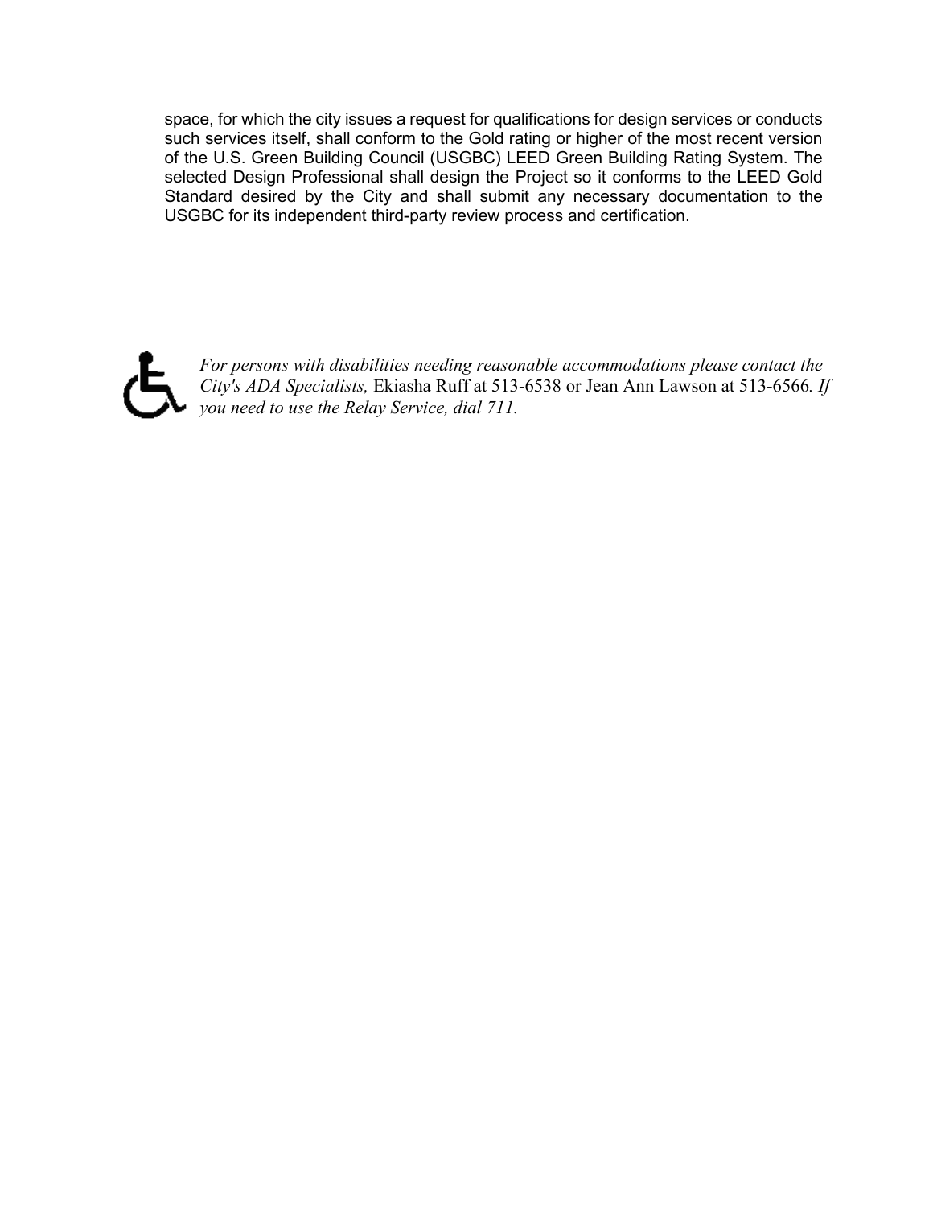space, for which the city issues a request for qualifications for design services or conducts such services itself, shall conform to the Gold rating or higher of the most recent version of the U.S. Green Building Council (USGBC) LEED Green Building Rating System. The selected Design Professional shall design the Project so it conforms to the LEED Gold Standard desired by the City and shall submit any necessary documentation to the USGBC for its independent third-party review process and certification.

*For persons with disabilities needing reasonable accommodations please contact the City's ADA Specialists,* Ekiasha Ruff at 513-6538 or Jean Ann Lawson at 513-6566*. If you need to use the Relay Service, dial 711.*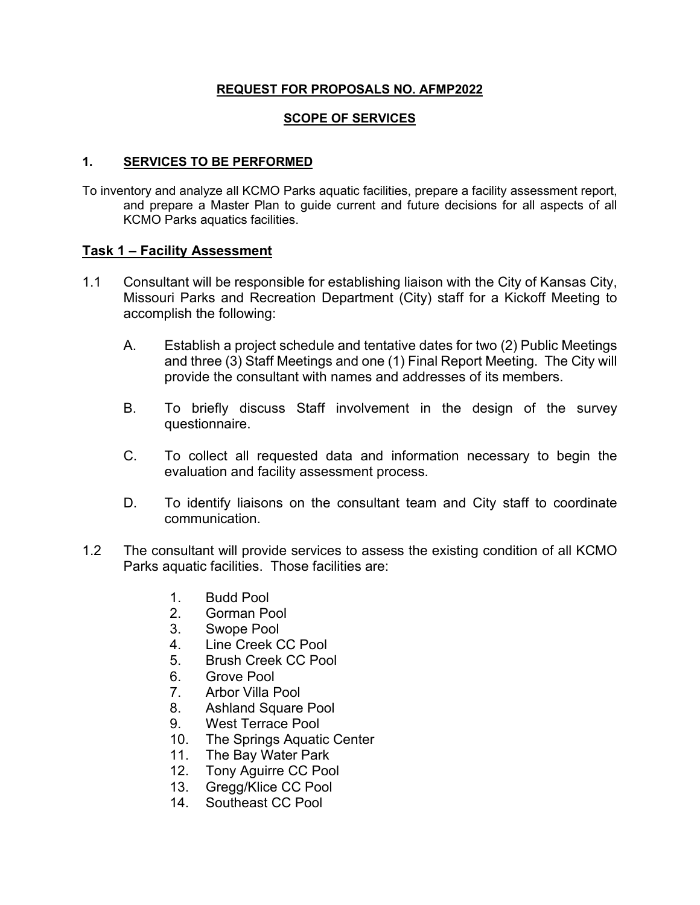**REQUEST FOR PROPOSALS NO. AFMP2022**

**SCOPE OF SERVICES**

## 1. SERVICES TO BE PERFORMED

To inventory and analyze all KCMO Parks aquatic facilities, prepare a facility assessment report, and prepare a Master Plan to guide current and future decisions for all aspects of all KCMO Parks aquatics facilities.

### Task 1 – Facility Assessment

1.1 Consultant will be responsible for establishing liaison with the City of Kansas City, Missouri Parks and Recreation Department (City) staff for a Kickoff Meeting to accomplish the following:

A. Establish a project schedule and tentative dates for two (2) Public Meetings and three (3) Staff Meetings and one (1) Final Report Meeting. The City will provide the consultant with names and addresses of its members.

B. To briefly discuss Staff involvement in the design of the survey questionnaire.

C. To collect all requested data and information necessary to begin the evaluation and facility assessment process.

D. To identify liaisons on the consultant team and City staff to coordinate communication.

1.2 The consultant will provide services to assess the existing condition of all KCMO Parks aquatic facilities. Those facilities are:

1. Budd Pool
2. Gorman Pool
3. Swope Pool
4. Line Creek CC Pool
5. Brush Creek CC Pool
6. Grove Pool
7. Arbor Villa Pool
8. Ashland Square Pool
9. West Terrace Pool
10. The Springs Aquatic Center
11. The Bay Water Park
12. Tony Aguirre CC Pool
13. Gregg/Klice CC Pool
14. Southeast CC Pool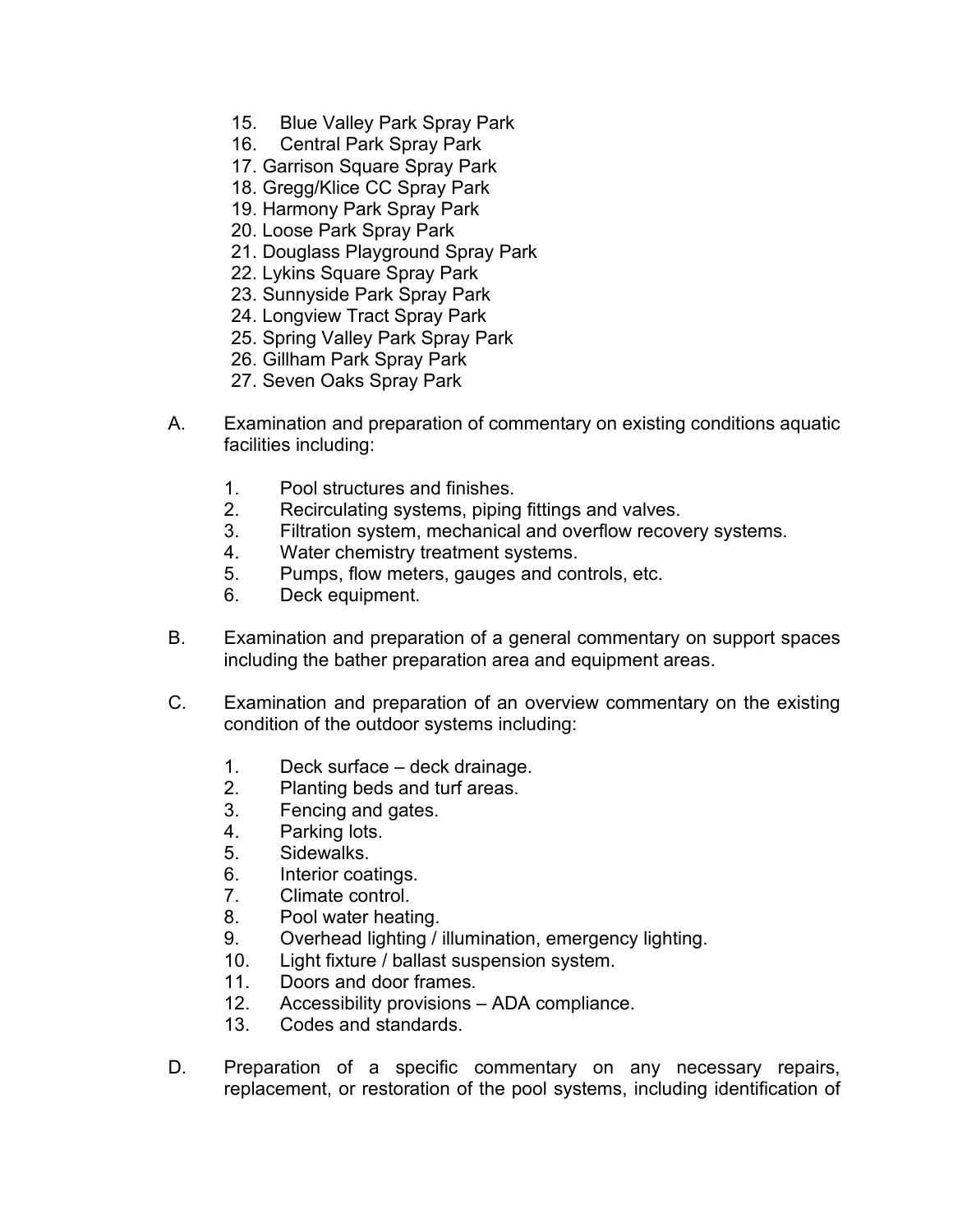15. Blue Valley Park Spray Park
16. Central Park Spray Park
17. Garrison Square Spray Park
18. Gregg/Klice CC Spray Park
19. Harmony Park Spray Park
20. Loose Park Spray Park
21. Douglass Playground Spray Park
22. Lykins Square Spray Park
23. Sunnyside Park Spray Park
24. Longview Tract Spray Park
25. Spring Valley Park Spray Park
26. Gillham Park Spray Park
27. Seven Oaks Spray Park

A. Examination and preparation of commentary on existing conditions aquatic facilities including:

   1. Pool structures and finishes.
   2. Recirculating systems, piping fittings and valves.
   3. Filtration system, mechanical and overflow recovery systems.
   4. Water chemistry treatment systems.
   5. Pumps, flow meters, gauges and controls, etc.
   6. Deck equipment.

B. Examination and preparation of a general commentary on support spaces including the bather preparation area and equipment areas.

C. Examination and preparation of an overview commentary on the existing condition of the outdoor systems including:

   1. Deck surface – deck drainage.
   2. Planting beds and turf areas.
   3. Fencing and gates.
   4. Parking lots.
   5. Sidewalks.
   6. Interior coatings.
   7. Climate control.
   8. Pool water heating.
   9. Overhead lighting / illumination, emergency lighting.
   10. Light fixture / ballast suspension system.
   11. Doors and door frames.
   12. Accessibility provisions – ADA compliance.
   13. Codes and standards.

D. Preparation of a specific commentary on any necessary repairs, replacement, or restoration of the pool systems, including identification of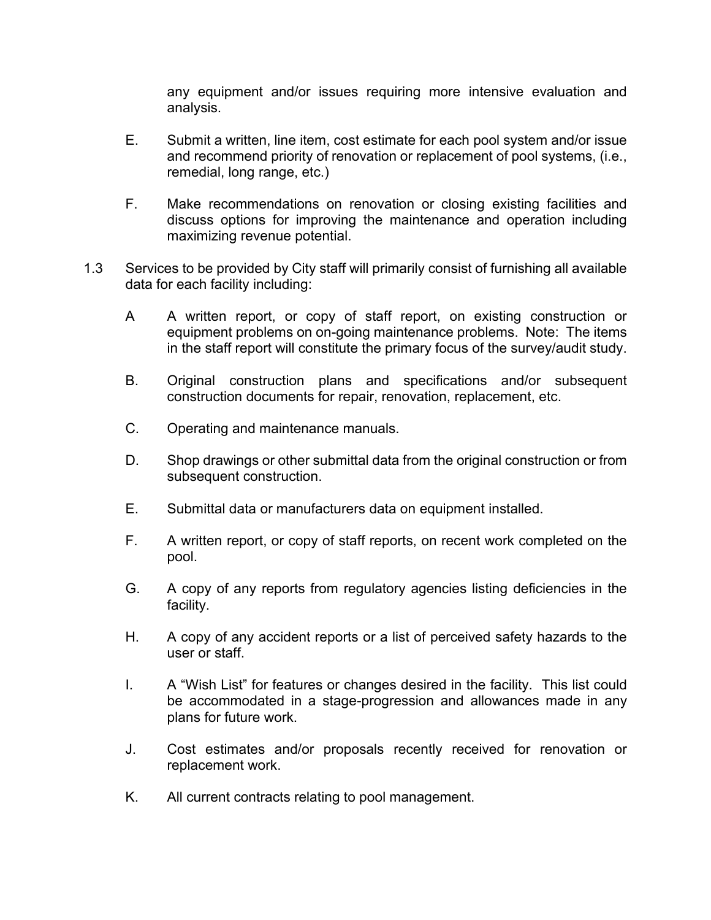any equipment and/or issues requiring more intensive evaluation and analysis.

E. Submit a written, line item, cost estimate for each pool system and/or issue and recommend priority of renovation or replacement of pool systems, (i.e., remedial, long range, etc.)

F. Make recommendations on renovation or closing existing facilities and discuss options for improving the maintenance and operation including maximizing revenue potential.

1.3 Services to be provided by City staff will primarily consist of furnishing all available data for each facility including:

A A written report, or copy of staff report, on existing construction or equipment problems on on-going maintenance problems. Note: The items in the staff report will constitute the primary focus of the survey/audit study.

B. Original construction plans and specifications and/or subsequent construction documents for repair, renovation, replacement, etc.

C. Operating and maintenance manuals.

D. Shop drawings or other submittal data from the original construction or from subsequent construction.

E. Submittal data or manufacturers data on equipment installed.

F. A written report, or copy of staff reports, on recent work completed on the pool.

G. A copy of any reports from regulatory agencies listing deficiencies in the facility.

H. A copy of any accident reports or a list of perceived safety hazards to the user or staff.

I. A "Wish List" for features or changes desired in the facility. This list could be accommodated in a stage-progression and allowances made in any plans for future work.

J. Cost estimates and/or proposals recently received for renovation or replacement work.

K. All current contracts relating to pool management.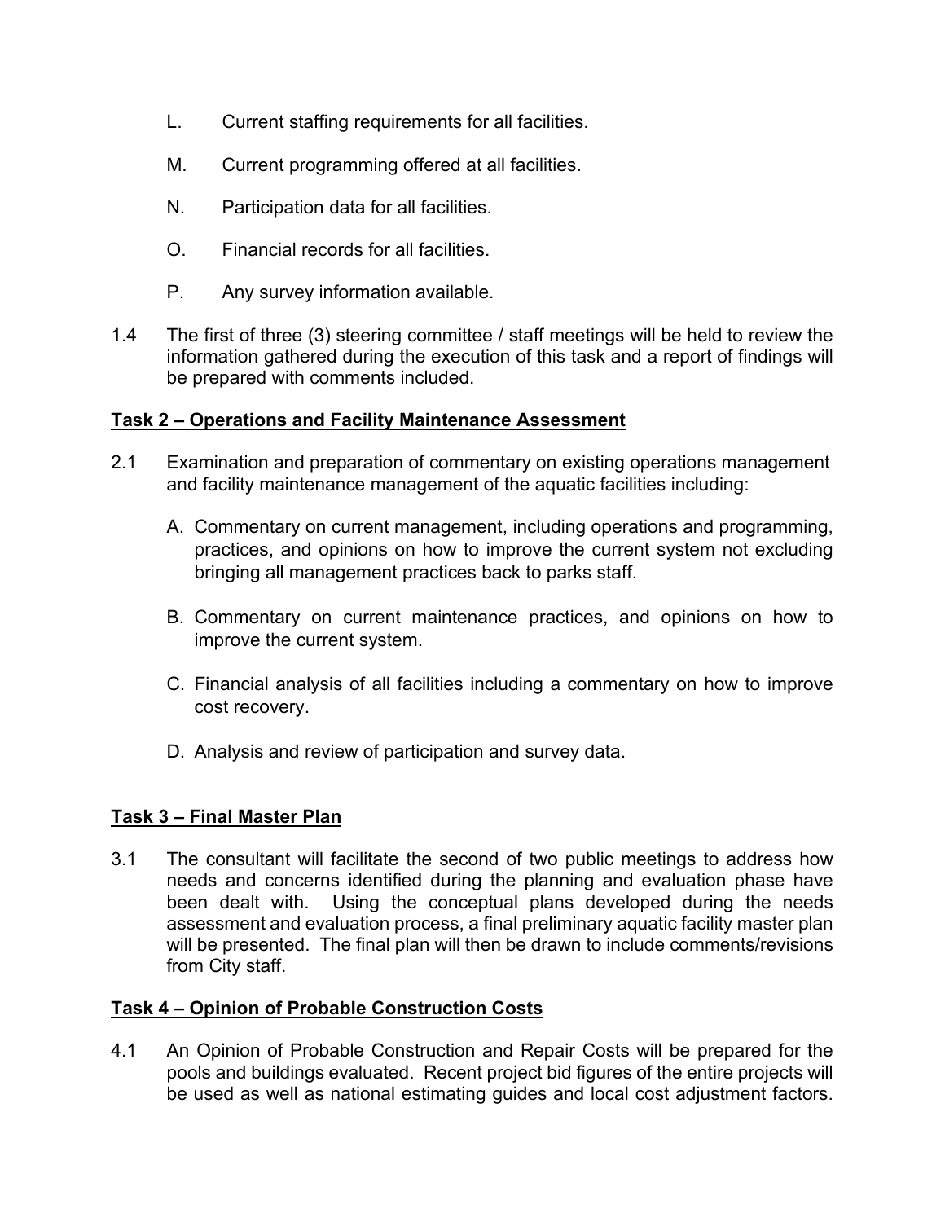L. Current staffing requirements for all facilities.

M. Current programming offered at all facilities.

N. Participation data for all facilities.

O. Financial records for all facilities.

P. Any survey information available.

1.4 The first of three (3) steering committee / staff meetings will be held to review the information gathered during the execution of this task and a report of findings will be prepared with comments included.

**<u>Task 2 – Operations and Facility Maintenance Assessment</u>**

2.1 Examination and preparation of commentary on existing operations management and facility maintenance management of the aquatic facilities including:

A. Commentary on current management, including operations and programming, practices, and opinions on how to improve the current system not excluding bringing all management practices back to parks staff.

B. Commentary on current maintenance practices, and opinions on how to improve the current system.

C. Financial analysis of all facilities including a commentary on how to improve cost recovery.

D. Analysis and review of participation and survey data.

**<u>Task 3 – Final Master Plan</u>**

3.1 The consultant will facilitate the second of two public meetings to address how needs and concerns identified during the planning and evaluation phase have been dealt with. Using the conceptual plans developed during the needs assessment and evaluation process, a final preliminary aquatic facility master plan will be presented. The final plan will then be drawn to include comments/revisions from City staff.

**<u>Task 4 – Opinion of Probable Construction Costs</u>**

4.1 An Opinion of Probable Construction and Repair Costs will be prepared for the pools and buildings evaluated. Recent project bid figures of the entire projects will be used as well as national estimating guides and local cost adjustment factors.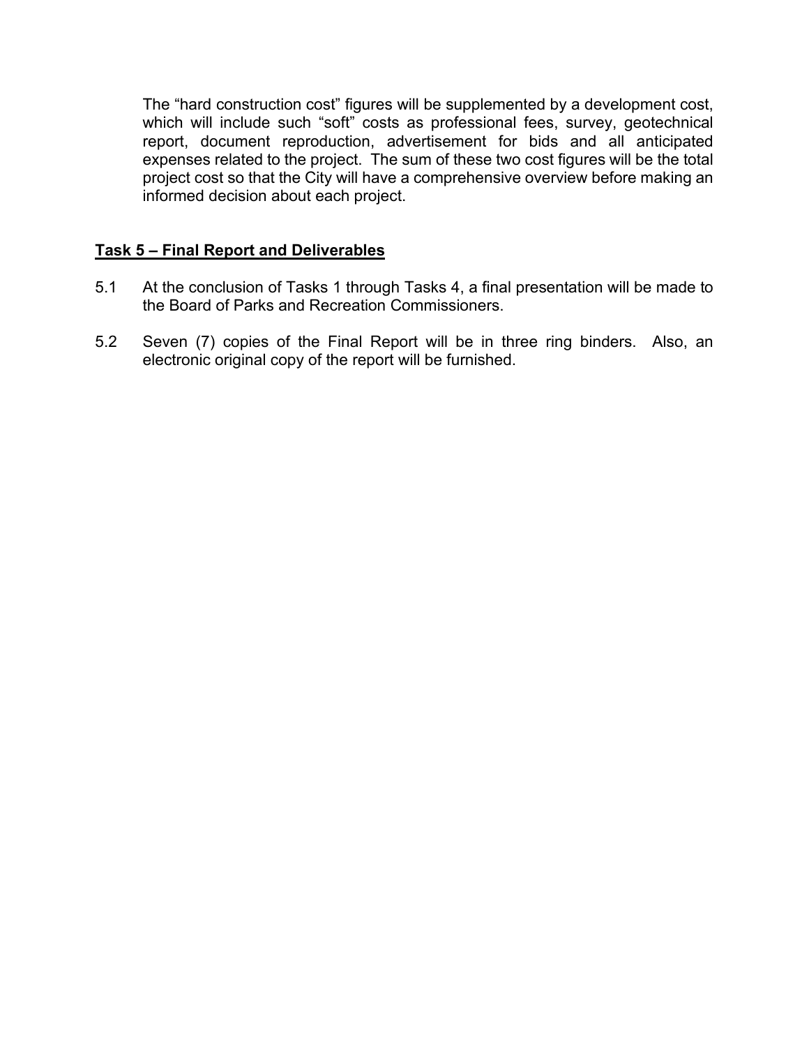The "hard construction cost" figures will be supplemented by a development cost, which will include such "soft" costs as professional fees, survey, geotechnical report, document reproduction, advertisement for bids and all anticipated expenses related to the project. The sum of these two cost figures will be the total project cost so that the City will have a comprehensive overview before making an informed decision about each project.

**Task 5 – Final Report and Deliverables**

5.1 At the conclusion of Tasks 1 through Tasks 4, a final presentation will be made to the Board of Parks and Recreation Commissioners.

5.2 Seven (7) copies of the Final Report will be in three ring binders. Also, an electronic original copy of the report will be furnished.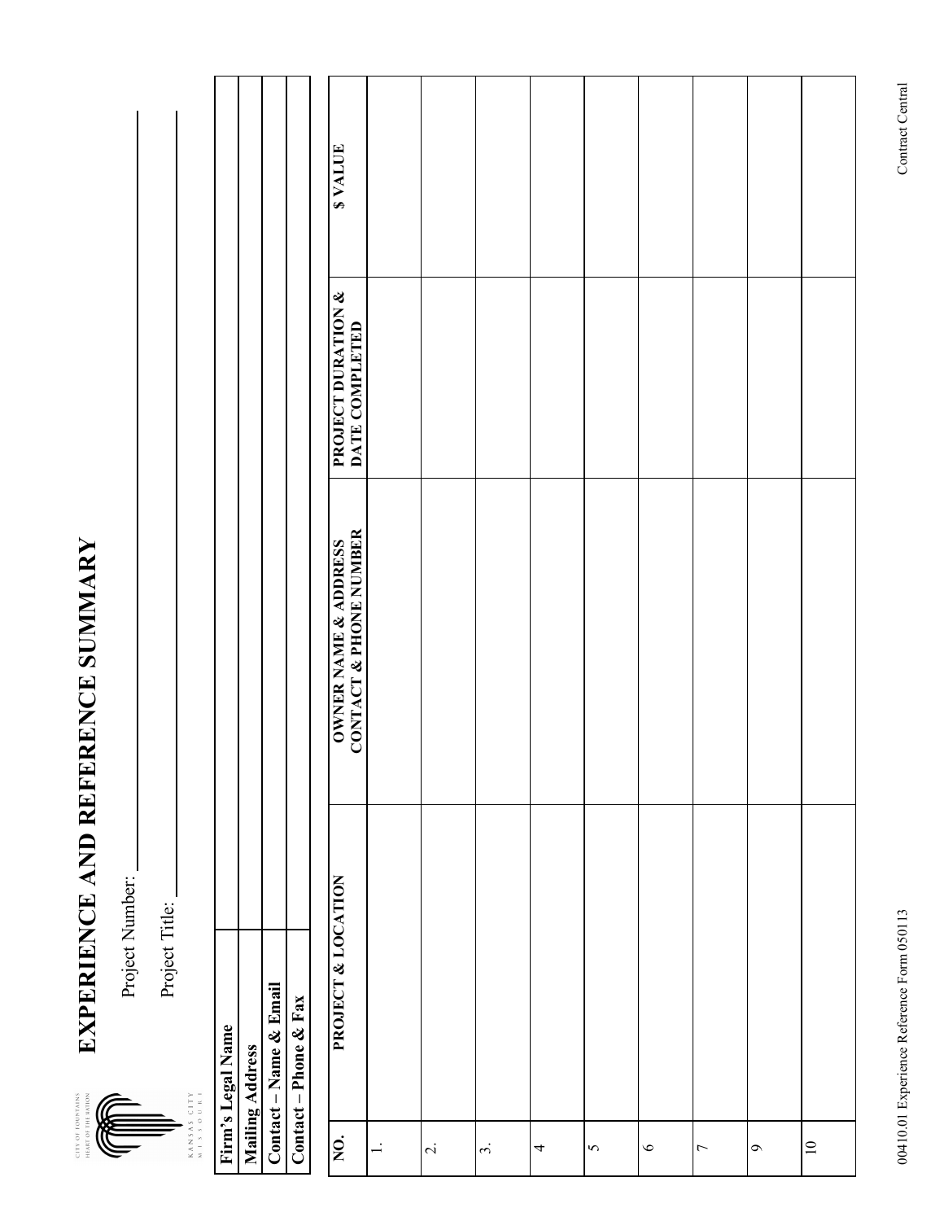# EXPERIENCE AND REFERENCE SUMMARY

Project Number: \_\_\_\_\_\_\_\_\_\_\_\_\_\_\_\_\_\_\_\_

Project Title: \_\_\_\_\_\_\_\_\_\_\_\_\_\_\_\_\_\_\_\_

| | |
|---|---|
| **Firm's Legal Name** | |
| **Mailing Address** | |
| **Contact – Name & Email** | |
| **Contact – Phone & Fax** | |

| NO. | PROJECT & LOCATION | OWNER NAME & ADDRESS CONTACT & PHONE NUMBER | PROJECT DURATION & DATE COMPLETED | $ VALUE |
|---|---|---|---|---|
| 1. | | | | |
| 2. | | | | |
| 3. | | | | |
| 4 | | | | |
| 5 | | | | |
| 6 | | | | |
| 7 | | | | |
| 9 | | | | |
| 10 | | | | |

00410.01 Experience Reference Form 050113

Contract Central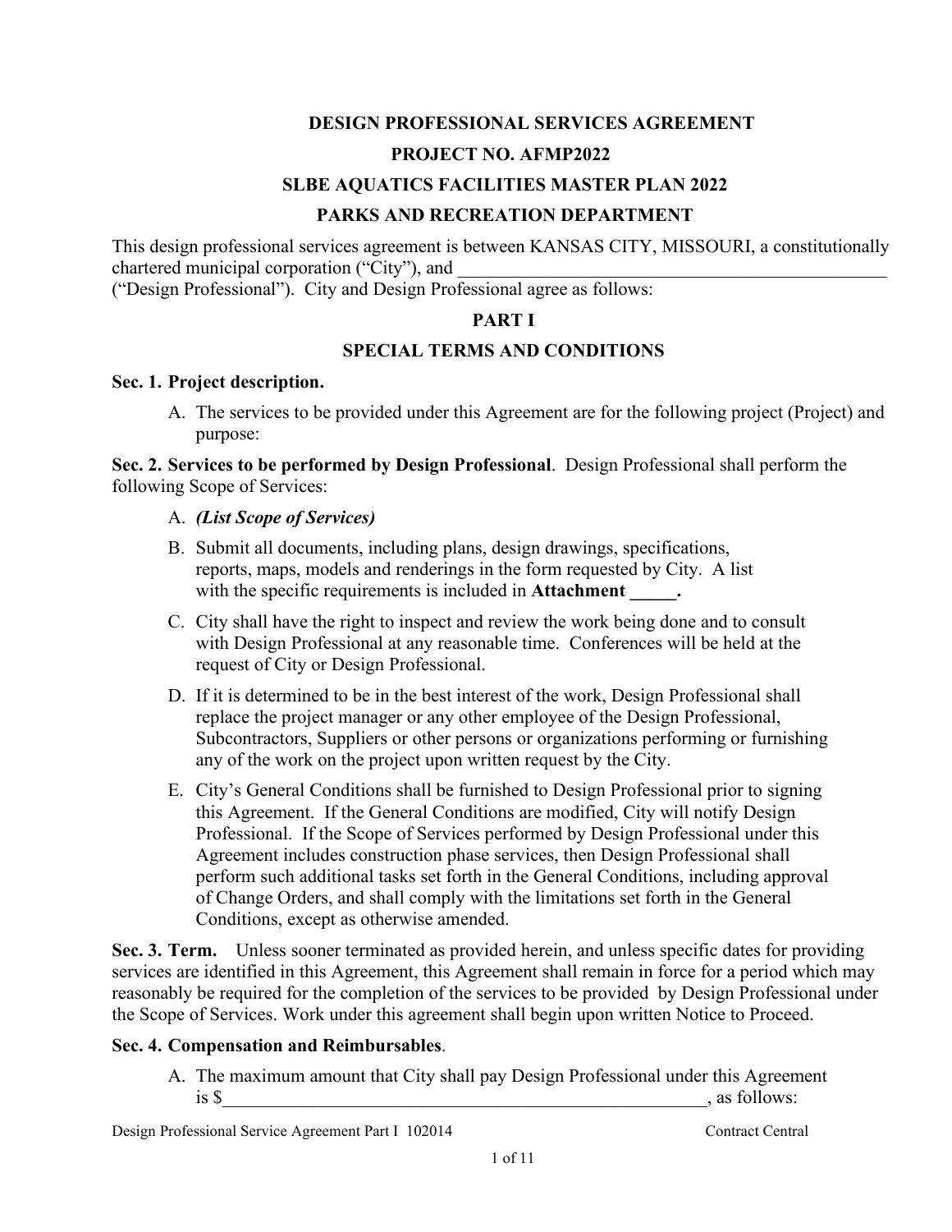# DESIGN PROFESSIONAL SERVICES AGREEMENT

## PROJECT NO. AFMP2022

## SLBE AQUATICS FACILITIES MASTER PLAN 2022

## PARKS AND RECREATION DEPARTMENT

This design professional services agreement is between KANSAS CITY, MISSOURI, a constitutionally chartered municipal corporation ("City"), and ________________________________________________ ("Design Professional"). City and Design Professional agree as follows:

## PART I

## SPECIAL TERMS AND CONDITIONS

**Sec. 1. Project description.**

A. The services to be provided under this Agreement are for the following project (Project) and purpose:

**Sec. 2. Services to be performed by Design Professional**. Design Professional shall perform the following Scope of Services:

A. ***(List Scope of Services)***

B. Submit all documents, including plans, design drawings, specifications, reports, maps, models and renderings in the form requested by City. A list with the specific requirements is included in **Attachment _____.**

C. City shall have the right to inspect and review the work being done and to consult with Design Professional at any reasonable time. Conferences will be held at the request of City or Design Professional.

D. If it is determined to be in the best interest of the work, Design Professional shall replace the project manager or any other employee of the Design Professional, Subcontractors, Suppliers or other persons or organizations performing or furnishing any of the work on the project upon written request by the City.

E. City's General Conditions shall be furnished to Design Professional prior to signing this Agreement. If the General Conditions are modified, City will notify Design Professional. If the Scope of Services performed by Design Professional under this Agreement includes construction phase services, then Design Professional shall perform such additional tasks set forth in the General Conditions, including approval of Change Orders, and shall comply with the limitations set forth in the General Conditions, except as otherwise amended.

**Sec. 3. Term.** Unless sooner terminated as provided herein, and unless specific dates for providing services are identified in this Agreement, this Agreement shall remain in force for a period which may reasonably be required for the completion of the services to be provided by Design Professional under the Scope of Services. Work under this agreement shall begin upon written Notice to Proceed.

**Sec. 4. Compensation and Reimbursables**.

A. The maximum amount that City shall pay Design Professional under this Agreement is $_______________________________________________________, as follows: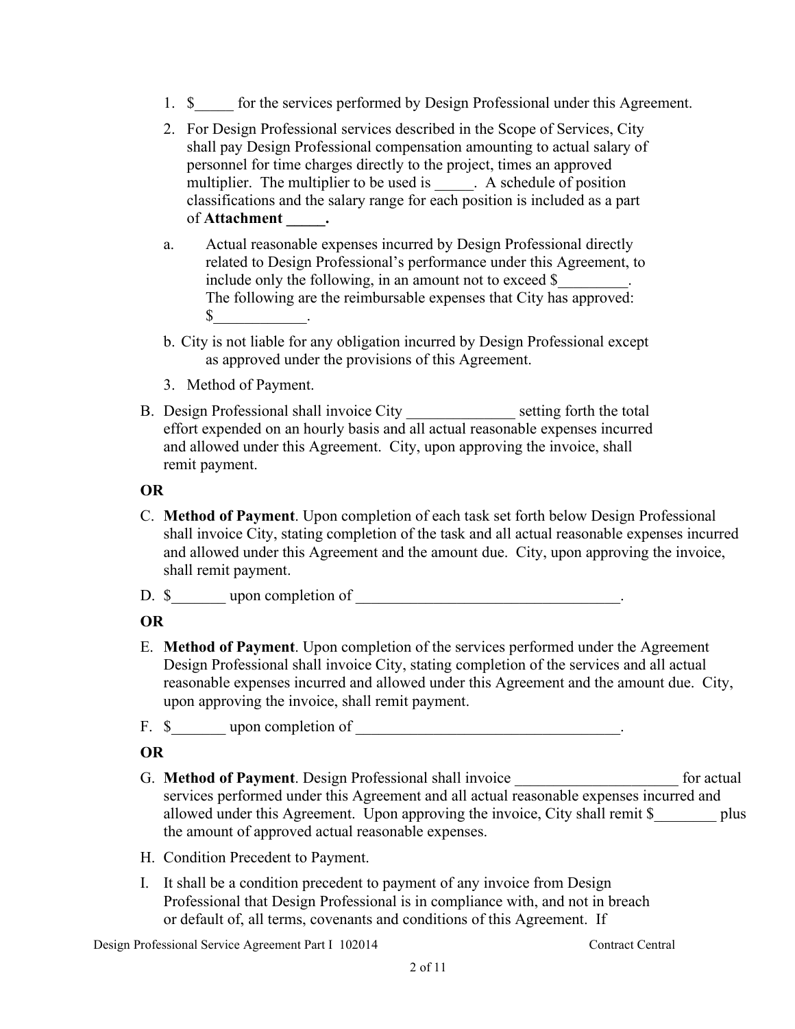1. $_____ for the services performed by Design Professional under this Agreement.

2. For Design Professional services described in the Scope of Services, City shall pay Design Professional compensation amounting to actual salary of personnel for time charges directly to the project, times an approved multiplier. The multiplier to be used is _____. A schedule of position classifications and the salary range for each position is included as a part of **Attachment _____.**

a. Actual reasonable expenses incurred by Design Professional directly related to Design Professional's performance under this Agreement, to include only the following, in an amount not to exceed $_________. The following are the reimbursable expenses that City has approved: $____________.

b. City is not liable for any obligation incurred by Design Professional except as approved under the provisions of this Agreement.

3. Method of Payment.

B. Design Professional shall invoice City ______________ setting forth the total effort expended on an hourly basis and all actual reasonable expenses incurred and allowed under this Agreement. City, upon approving the invoice, shall remit payment.

**OR**

C. **Method of Payment**. Upon completion of each task set forth below Design Professional shall invoice City, stating completion of the task and all actual reasonable expenses incurred and allowed under this Agreement and the amount due. City, upon approving the invoice, shall remit payment.

D. $_______ upon completion of __________________________________.

**OR**

E. **Method of Payment**. Upon completion of the services performed under the Agreement Design Professional shall invoice City, stating completion of the services and all actual reasonable expenses incurred and allowed under this Agreement and the amount due. City, upon approving the invoice, shall remit payment.

F. $_______ upon completion of __________________________________.

**OR**

G. **Method of Payment**. Design Professional shall invoice _____________________ for actual services performed under this Agreement and all actual reasonable expenses incurred and allowed under this Agreement. Upon approving the invoice, City shall remit $________ plus the amount of approved actual reasonable expenses.

H. Condition Precedent to Payment.

I. It shall be a condition precedent to payment of any invoice from Design Professional that Design Professional is in compliance with, and not in breach or default of, all terms, covenants and conditions of this Agreement. If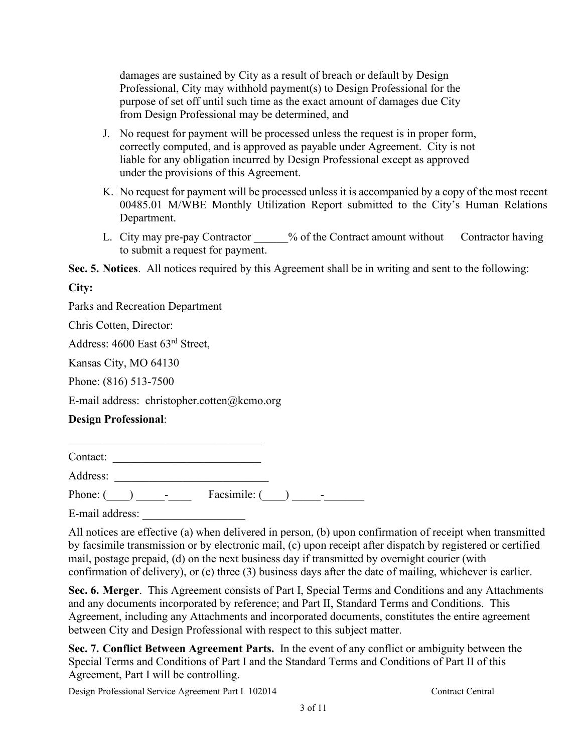damages are sustained by City as a result of breach or default by Design Professional, City may withhold payment(s) to Design Professional for the purpose of set off until such time as the exact amount of damages due City from Design Professional may be determined, and

J. No request for payment will be processed unless the request is in proper form, correctly computed, and is approved as payable under Agreement. City is not liable for any obligation incurred by Design Professional except as approved under the provisions of this Agreement.

K. No request for payment will be processed unless it is accompanied by a copy of the most recent 00485.01 M/WBE Monthly Utilization Report submitted to the City's Human Relations Department.

L. City may pre-pay Contractor ______% of the Contract amount without Contractor having to submit a request for payment.

**Sec. 5. Notices**. All notices required by this Agreement shall be in writing and sent to the following:

**City:**

Parks and Recreation Department

Chris Cotten, Director:

Address: 4600 East 63rd Street,

Kansas City, MO 64130

Phone: (816) 513-7500

E-mail address: christopher.cotten@kcmo.org

**Design Professional**:

___________________________________

Contact: __________________________

Address: ___________________________

Phone: (____) _____-____ Facsimile: (____) _____-_______

E-mail address: __________________

All notices are effective (a) when delivered in person, (b) upon confirmation of receipt when transmitted by facsimile transmission or by electronic mail, (c) upon receipt after dispatch by registered or certified mail, postage prepaid, (d) on the next business day if transmitted by overnight courier (with confirmation of delivery), or (e) three (3) business days after the date of mailing, whichever is earlier.

**Sec. 6. Merger**. This Agreement consists of Part I, Special Terms and Conditions and any Attachments and any documents incorporated by reference; and Part II, Standard Terms and Conditions. This Agreement, including any Attachments and incorporated documents, constitutes the entire agreement between City and Design Professional with respect to this subject matter.

**Sec. 7. Conflict Between Agreement Parts.** In the event of any conflict or ambiguity between the Special Terms and Conditions of Part I and the Standard Terms and Conditions of Part II of this Agreement, Part I will be controlling.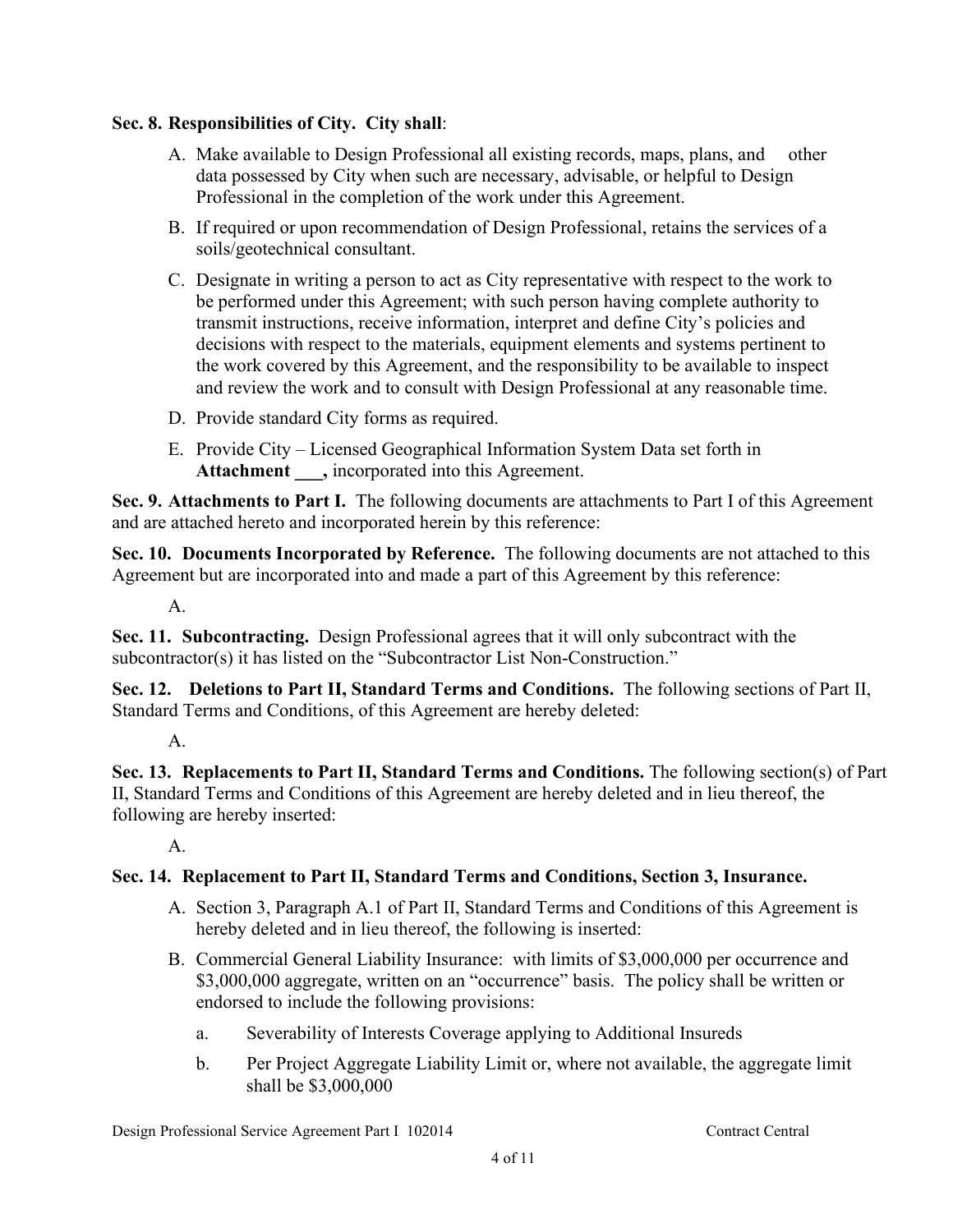**Sec. 8. Responsibilities of City. City shall**:

A. Make available to Design Professional all existing records, maps, plans, and other data possessed by City when such are necessary, advisable, or helpful to Design Professional in the completion of the work under this Agreement.

B. If required or upon recommendation of Design Professional, retains the services of a soils/geotechnical consultant.

C. Designate in writing a person to act as City representative with respect to the work to be performed under this Agreement; with such person having complete authority to transmit instructions, receive information, interpret and define City's policies and decisions with respect to the materials, equipment elements and systems pertinent to the work covered by this Agreement, and the responsibility to be available to inspect and review the work and to consult with Design Professional at any reasonable time.

D. Provide standard City forms as required.

E. Provide City – Licensed Geographical Information System Data set forth in **Attachment \_\_\_,** incorporated into this Agreement.

**Sec. 9. Attachments to Part I.** The following documents are attachments to Part I of this Agreement and are attached hereto and incorporated herein by this reference:

**Sec. 10. Documents Incorporated by Reference.** The following documents are not attached to this Agreement but are incorporated into and made a part of this Agreement by this reference:

A.

**Sec. 11. Subcontracting.** Design Professional agrees that it will only subcontract with the subcontractor(s) it has listed on the "Subcontractor List Non-Construction."

**Sec. 12. Deletions to Part II, Standard Terms and Conditions.** The following sections of Part II, Standard Terms and Conditions, of this Agreement are hereby deleted:

A.

**Sec. 13. Replacements to Part II, Standard Terms and Conditions.** The following section(s) of Part II, Standard Terms and Conditions of this Agreement are hereby deleted and in lieu thereof, the following are hereby inserted:

A.

**Sec. 14. Replacement to Part II, Standard Terms and Conditions, Section 3, Insurance.**

A. Section 3, Paragraph A.1 of Part II, Standard Terms and Conditions of this Agreement is hereby deleted and in lieu thereof, the following is inserted:

B. Commercial General Liability Insurance: with limits of $3,000,000 per occurrence and $3,000,000 aggregate, written on an "occurrence" basis. The policy shall be written or endorsed to include the following provisions:

   a. Severability of Interests Coverage applying to Additional Insureds

   b. Per Project Aggregate Liability Limit or, where not available, the aggregate limit shall be $3,000,000

Design Professional Service Agreement Part I 102014 Contract Central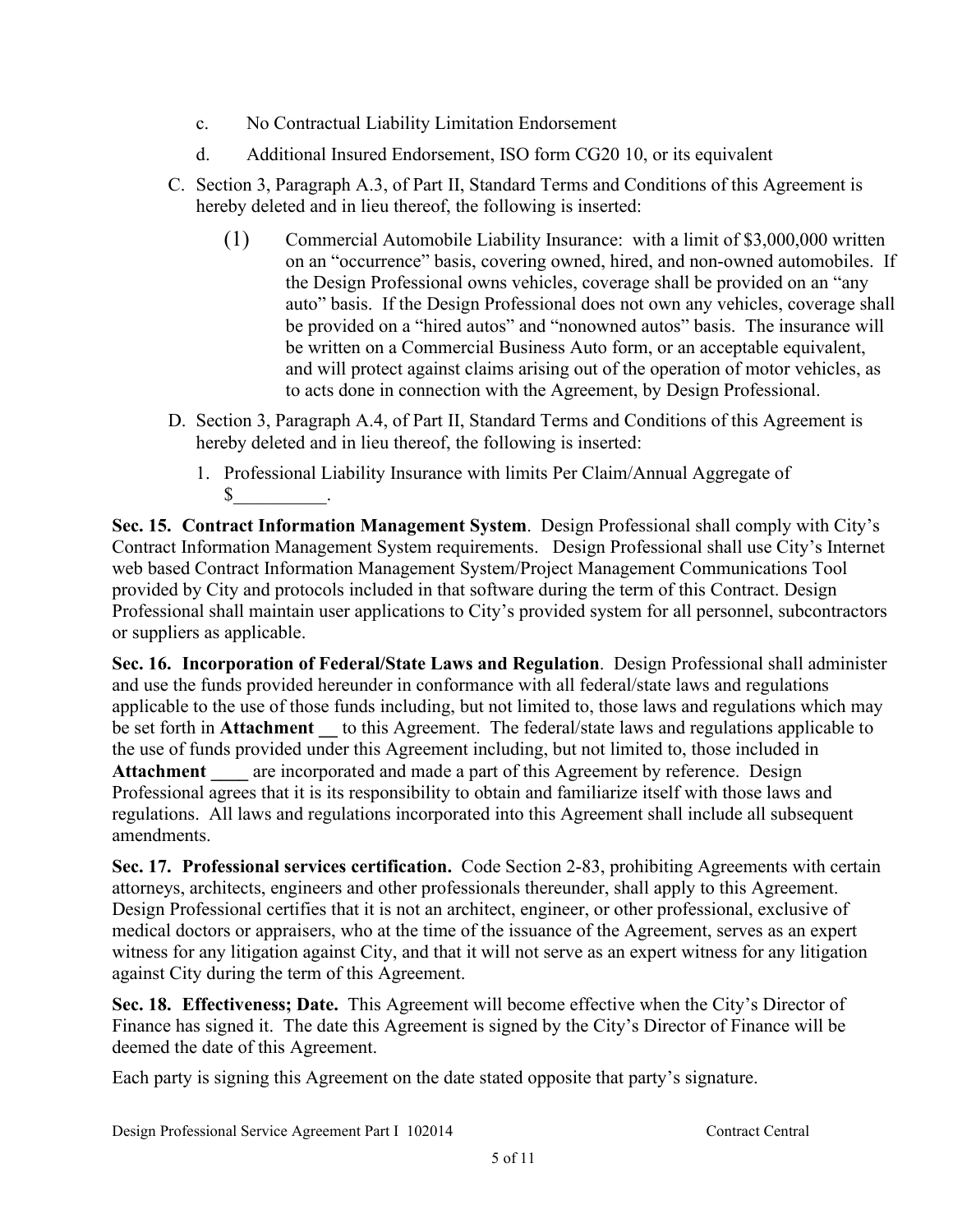c. No Contractual Liability Limitation Endorsement

d. Additional Insured Endorsement, ISO form CG20 10, or its equivalent

C. Section 3, Paragraph A.3, of Part II, Standard Terms and Conditions of this Agreement is hereby deleted and in lieu thereof, the following is inserted:

(1) Commercial Automobile Liability Insurance: with a limit of $3,000,000 written on an "occurrence" basis, covering owned, hired, and non-owned automobiles. If the Design Professional owns vehicles, coverage shall be provided on an "any auto" basis. If the Design Professional does not own any vehicles, coverage shall be provided on a "hired autos" and "nonowned autos" basis. The insurance will be written on a Commercial Business Auto form, or an acceptable equivalent, and will protect against claims arising out of the operation of motor vehicles, as to acts done in connection with the Agreement, by Design Professional.

D. Section 3, Paragraph A.4, of Part II, Standard Terms and Conditions of this Agreement is hereby deleted and in lieu thereof, the following is inserted:

1. Professional Liability Insurance with limits Per Claim/Annual Aggregate of $__________.

**Sec. 15. Contract Information Management System**. Design Professional shall comply with City's Contract Information Management System requirements. Design Professional shall use City's Internet web based Contract Information Management System/Project Management Communications Tool provided by City and protocols included in that software during the term of this Contract. Design Professional shall maintain user applications to City's provided system for all personnel, subcontractors or suppliers as applicable.

**Sec. 16. Incorporation of Federal/State Laws and Regulation**. Design Professional shall administer and use the funds provided hereunder in conformance with all federal/state laws and regulations applicable to the use of those funds including, but not limited to, those laws and regulations which may be set forth in **Attachment __** to this Agreement. The federal/state laws and regulations applicable to the use of funds provided under this Agreement including, but not limited to, those included in **Attachment ____** are incorporated and made a part of this Agreement by reference. Design Professional agrees that it is its responsibility to obtain and familiarize itself with those laws and regulations. All laws and regulations incorporated into this Agreement shall include all subsequent amendments.

**Sec. 17. Professional services certification.** Code Section 2-83, prohibiting Agreements with certain attorneys, architects, engineers and other professionals thereunder, shall apply to this Agreement. Design Professional certifies that it is not an architect, engineer, or other professional, exclusive of medical doctors or appraisers, who at the time of the issuance of the Agreement, serves as an expert witness for any litigation against City, and that it will not serve as an expert witness for any litigation against City during the term of this Agreement.

**Sec. 18. Effectiveness; Date.** This Agreement will become effective when the City's Director of Finance has signed it. The date this Agreement is signed by the City's Director of Finance will be deemed the date of this Agreement.

Each party is signing this Agreement on the date stated opposite that party's signature.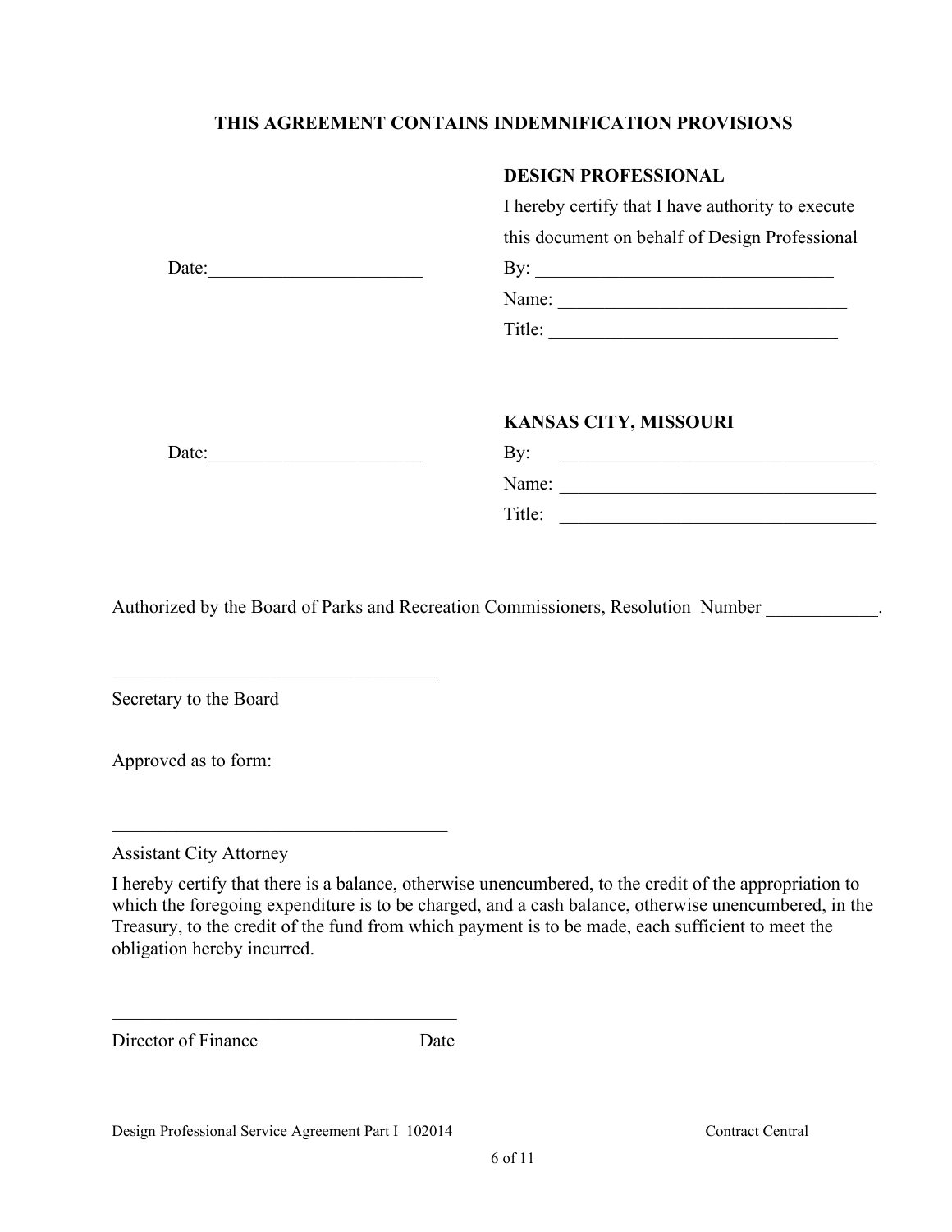**THIS AGREEMENT CONTAINS INDEMNIFICATION PROVISIONS**

**DESIGN PROFESSIONAL**

I hereby certify that I have authority to execute this document on behalf of Design Professional

Date:_______________________ By: _________________________________

Name: _______________________________

Title: _______________________________

**KANSAS CITY, MISSOURI**

Date:_______________________ By: __________________________________

Name: __________________________________

Title: __________________________________

Authorized by the Board of Parks and Recreation Commissioners, Resolution Number ____________.

___________________________________

Secretary to the Board

Approved as to form:

___________________________________

Assistant City Attorney

I hereby certify that there is a balance, otherwise unencumbered, to the credit of the appropriation to which the foregoing expenditure is to be charged, and a cash balance, otherwise unencumbered, in the Treasury, to the credit of the fund from which payment is to be made, each sufficient to meet the obligation hereby incurred.

_____________________________________

Director of Finance Date

Design Professional Service Agreement Part I 102014 Contract Central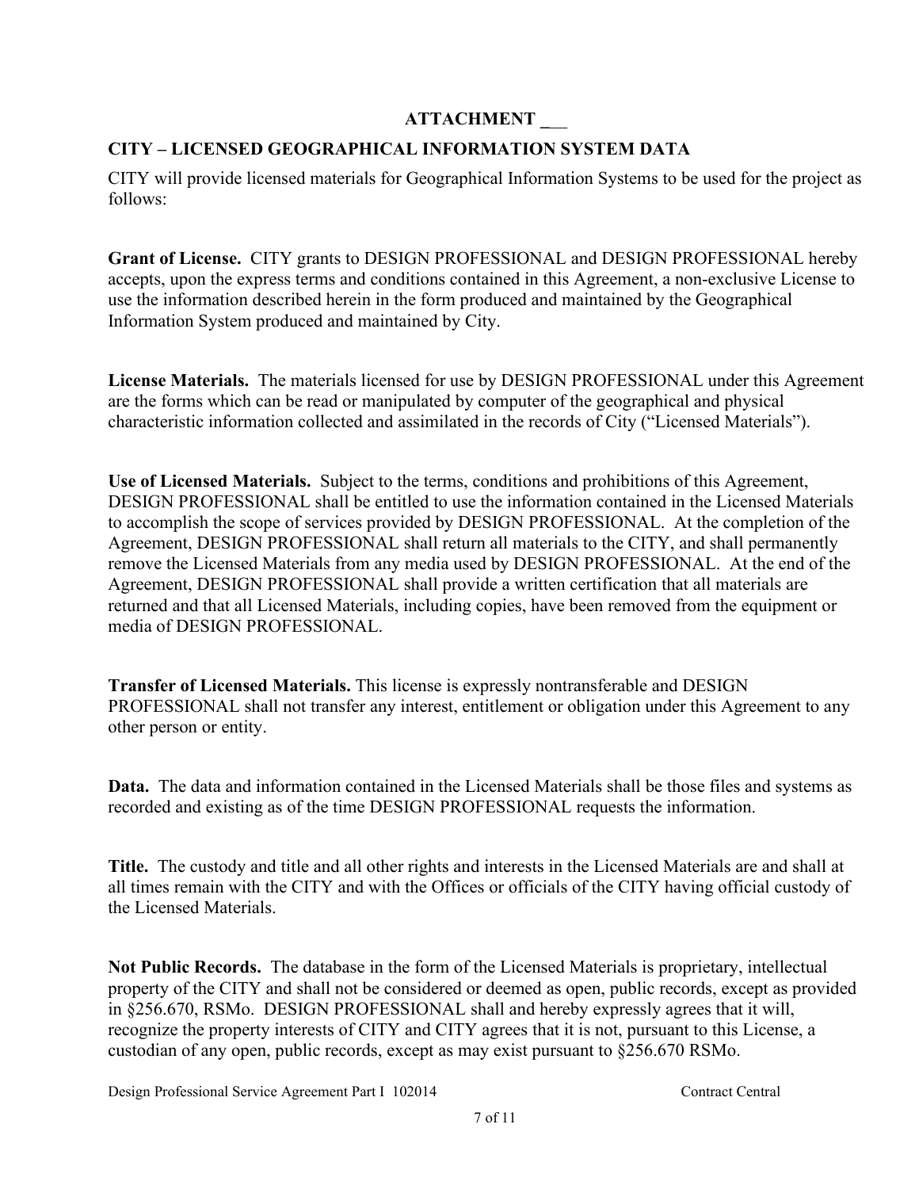## ATTACHMENT ___

**CITY – LICENSED GEOGRAPHICAL INFORMATION SYSTEM DATA**

CITY will provide licensed materials for Geographical Information Systems to be used for the project as follows:

**Grant of License.** CITY grants to DESIGN PROFESSIONAL and DESIGN PROFESSIONAL hereby accepts, upon the express terms and conditions contained in this Agreement, a non-exclusive License to use the information described herein in the form produced and maintained by the Geographical Information System produced and maintained by City.

**License Materials.** The materials licensed for use by DESIGN PROFESSIONAL under this Agreement are the forms which can be read or manipulated by computer of the geographical and physical characteristic information collected and assimilated in the records of City ("Licensed Materials").

**Use of Licensed Materials.** Subject to the terms, conditions and prohibitions of this Agreement, DESIGN PROFESSIONAL shall be entitled to use the information contained in the Licensed Materials to accomplish the scope of services provided by DESIGN PROFESSIONAL. At the completion of the Agreement, DESIGN PROFESSIONAL shall return all materials to the CITY, and shall permanently remove the Licensed Materials from any media used by DESIGN PROFESSIONAL. At the end of the Agreement, DESIGN PROFESSIONAL shall provide a written certification that all materials are returned and that all Licensed Materials, including copies, have been removed from the equipment or media of DESIGN PROFESSIONAL.

**Transfer of Licensed Materials.** This license is expressly nontransferable and DESIGN PROFESSIONAL shall not transfer any interest, entitlement or obligation under this Agreement to any other person or entity.

**Data.** The data and information contained in the Licensed Materials shall be those files and systems as recorded and existing as of the time DESIGN PROFESSIONAL requests the information.

**Title.** The custody and title and all other rights and interests in the Licensed Materials are and shall at all times remain with the CITY and with the Offices or officials of the CITY having official custody of the Licensed Materials.

**Not Public Records.** The database in the form of the Licensed Materials is proprietary, intellectual property of the CITY and shall not be considered or deemed as open, public records, except as provided in §256.670, RSMo. DESIGN PROFESSIONAL shall and hereby expressly agrees that it will, recognize the property interests of CITY and CITY agrees that it is not, pursuant to this License, a custodian of any open, public records, except as may exist pursuant to §256.670 RSMo.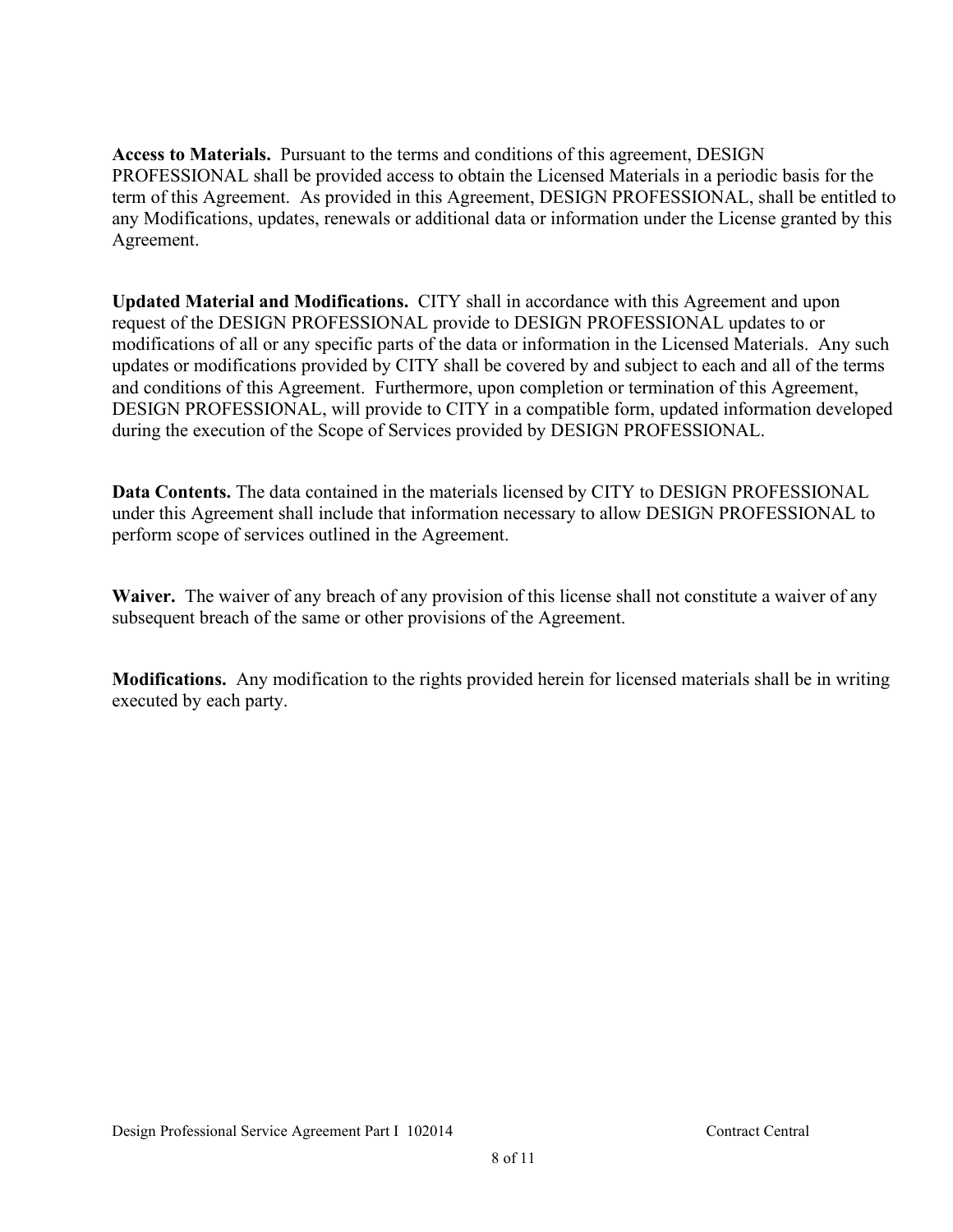**Access to Materials.** Pursuant to the terms and conditions of this agreement, DESIGN PROFESSIONAL shall be provided access to obtain the Licensed Materials in a periodic basis for the term of this Agreement. As provided in this Agreement, DESIGN PROFESSIONAL, shall be entitled to any Modifications, updates, renewals or additional data or information under the License granted by this Agreement.

**Updated Material and Modifications.** CITY shall in accordance with this Agreement and upon request of the DESIGN PROFESSIONAL provide to DESIGN PROFESSIONAL updates to or modifications of all or any specific parts of the data or information in the Licensed Materials. Any such updates or modifications provided by CITY shall be covered by and subject to each and all of the terms and conditions of this Agreement. Furthermore, upon completion or termination of this Agreement, DESIGN PROFESSIONAL, will provide to CITY in a compatible form, updated information developed during the execution of the Scope of Services provided by DESIGN PROFESSIONAL.

**Data Contents.** The data contained in the materials licensed by CITY to DESIGN PROFESSIONAL under this Agreement shall include that information necessary to allow DESIGN PROFESSIONAL to perform scope of services outlined in the Agreement.

**Waiver.** The waiver of any breach of any provision of this license shall not constitute a waiver of any subsequent breach of the same or other provisions of the Agreement.

**Modifications.** Any modification to the rights provided herein for licensed materials shall be in writing executed by each party.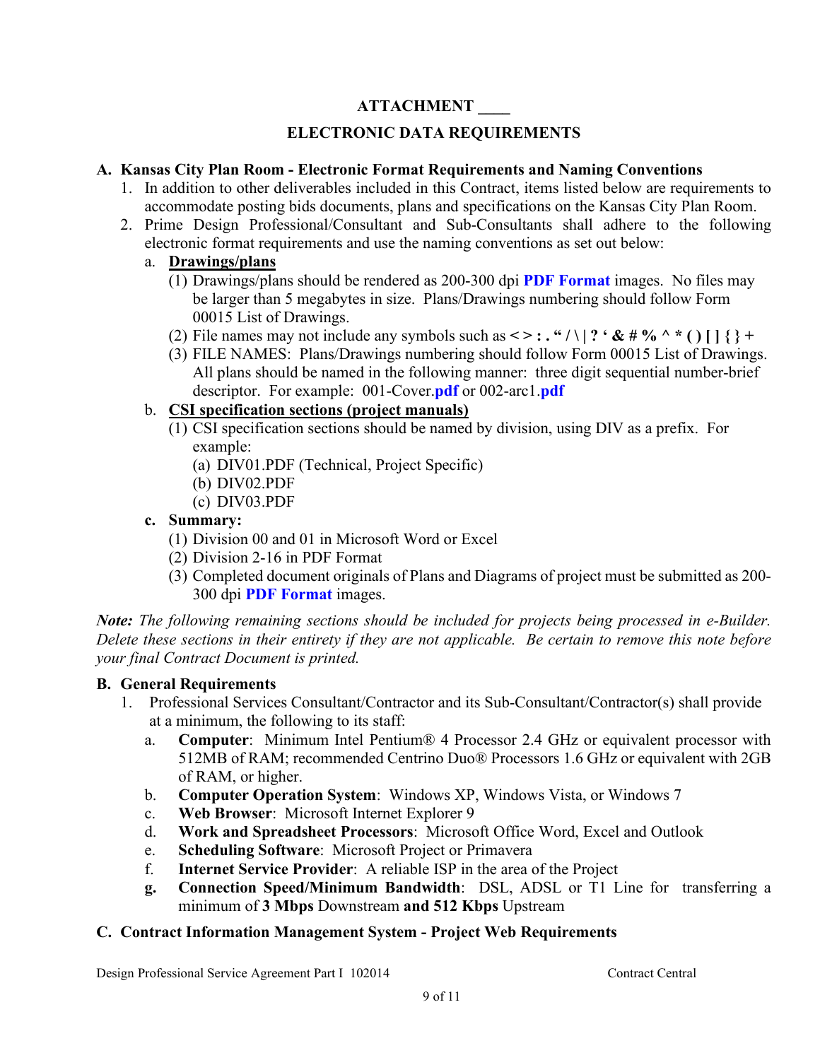# ATTACHMENT ____

## ELECTRONIC DATA REQUIREMENTS

**A. Kansas City Plan Room - Electronic Format Requirements and Naming Conventions**

1. In addition to other deliverables included in this Contract, items listed below are requirements to accommodate posting bids documents, plans and specifications on the Kansas City Plan Room.
2. Prime Design Professional/Consultant and Sub-Consultants shall adhere to the following electronic format requirements and use the naming conventions as set out below:
   a. **Drawings/plans**
      (1) Drawings/plans should be rendered as 200-300 dpi **PDF Format** images. No files may be larger than 5 megabytes in size. Plans/Drawings numbering should follow Form 00015 List of Drawings.
      (2) File names may not include any symbols such as **< > : . " / \ | ? ' & # % ^ * ( ) [ ] { } +**
      (3) FILE NAMES: Plans/Drawings numbering should follow Form 00015 List of Drawings. All plans should be named in the following manner: three digit sequential number-brief descriptor. For example: 001-Cover.**pdf** or 002-arc1.**pdf**
   b. **CSI specification sections (project manuals)**
      (1) CSI specification sections should be named by division, using DIV as a prefix. For example:
         (a) DIV01.PDF (Technical, Project Specific)
         (b) DIV02.PDF
         (c) DIV03.PDF
   **c. Summary:**
      (1) Division 00 and 01 in Microsoft Word or Excel
      (2) Division 2-16 in PDF Format
      (3) Completed document originals of Plans and Diagrams of project must be submitted as 200-300 dpi **PDF Format** images.

***Note:*** *The following remaining sections should be included for projects being processed in e-Builder. Delete these sections in their entirety if they are not applicable. Be certain to remove this note before your final Contract Document is printed.*

**B. General Requirements**

1. Professional Services Consultant/Contractor and its Sub-Consultant/Contractor(s) shall provide at a minimum, the following to its staff:
   a. **Computer**: Minimum Intel Pentium® 4 Processor 2.4 GHz or equivalent processor with 512MB of RAM; recommended Centrino Duo® Processors 1.6 GHz or equivalent with 2GB of RAM, or higher.
   b. **Computer Operation System**: Windows XP, Windows Vista, or Windows 7
   c. **Web Browser**: Microsoft Internet Explorer 9
   d. **Work and Spreadsheet Processors**: Microsoft Office Word, Excel and Outlook
   e. **Scheduling Software**: Microsoft Project or Primavera
   f. **Internet Service Provider**: A reliable ISP in the area of the Project
   **g.** **Connection Speed/Minimum Bandwidth**: DSL, ADSL or T1 Line for transferring a minimum of **3 Mbps** Downstream **and 512 Kbps** Upstream

**C. Contract Information Management System - Project Web Requirements**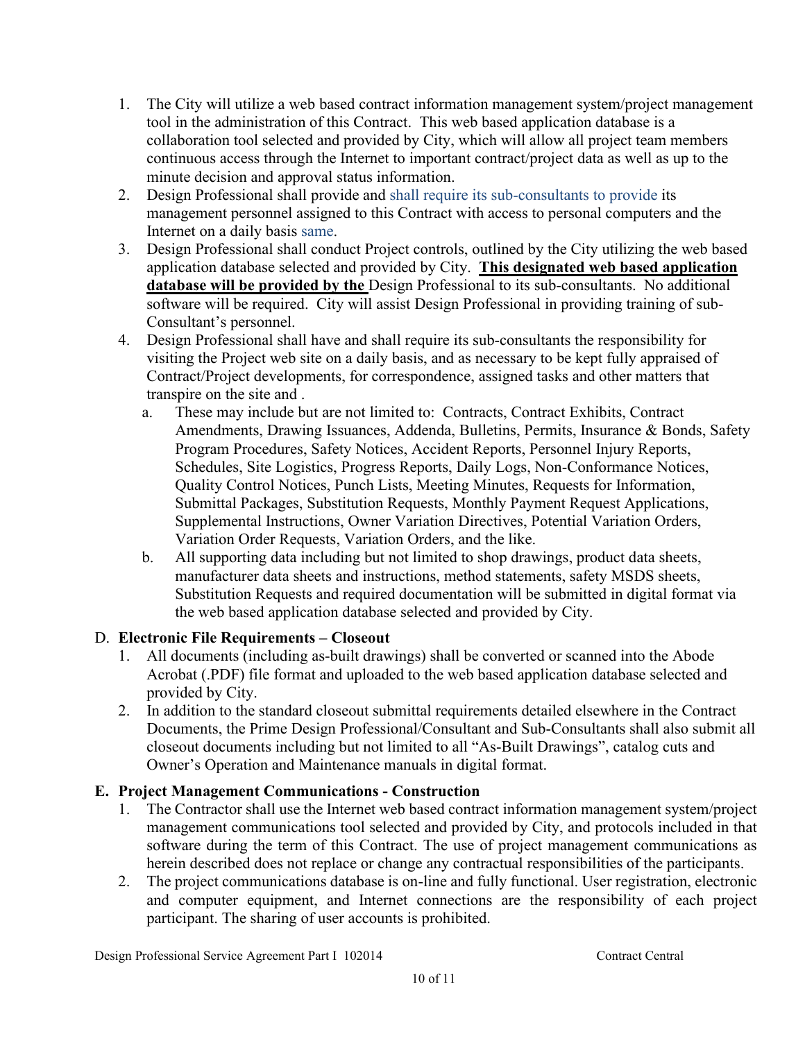1. The City will utilize a web based contract information management system/project management tool in the administration of this Contract. This web based application database is a collaboration tool selected and provided by City, which will allow all project team members continuous access through the Internet to important contract/project data as well as up to the minute decision and approval status information.
2. Design Professional shall provide and shall require its sub-consultants to provide its management personnel assigned to this Contract with access to personal computers and the Internet on a daily basis same.
3. Design Professional shall conduct Project controls, outlined by the City utilizing the web based application database selected and provided by City. **<u>This designated web based application database will be provided by the</u>** Design Professional to its sub-consultants. No additional software will be required. City will assist Design Professional in providing training of sub-Consultant's personnel.
4. Design Professional shall have and shall require its sub-consultants the responsibility for visiting the Project web site on a daily basis, and as necessary to be kept fully appraised of Contract/Project developments, for correspondence, assigned tasks and other matters that transpire on the site and .
   a. These may include but are not limited to: Contracts, Contract Exhibits, Contract Amendments, Drawing Issuances, Addenda, Bulletins, Permits, Insurance & Bonds, Safety Program Procedures, Safety Notices, Accident Reports, Personnel Injury Reports, Schedules, Site Logistics, Progress Reports, Daily Logs, Non-Conformance Notices, Quality Control Notices, Punch Lists, Meeting Minutes, Requests for Information, Submittal Packages, Substitution Requests, Monthly Payment Request Applications, Supplemental Instructions, Owner Variation Directives, Potential Variation Orders, Variation Order Requests, Variation Orders, and the like.
   b. All supporting data including but not limited to shop drawings, product data sheets, manufacturer data sheets and instructions, method statements, safety MSDS sheets, Substitution Requests and required documentation will be submitted in digital format via the web based application database selected and provided by City.

D. **Electronic File Requirements – Closeout**

1. All documents (including as-built drawings) shall be converted or scanned into the Abode Acrobat (.PDF) file format and uploaded to the web based application database selected and provided by City.
2. In addition to the standard closeout submittal requirements detailed elsewhere in the Contract Documents, the Prime Design Professional/Consultant and Sub-Consultants shall also submit all closeout documents including but not limited to all "As-Built Drawings", catalog cuts and Owner's Operation and Maintenance manuals in digital format.

**E. Project Management Communications - Construction**

1. The Contractor shall use the Internet web based contract information management system/project management communications tool selected and provided by City, and protocols included in that software during the term of this Contract. The use of project management communications as herein described does not replace or change any contractual responsibilities of the participants.
2. The project communications database is on-line and fully functional. User registration, electronic and computer equipment, and Internet connections are the responsibility of each project participant. The sharing of user accounts is prohibited.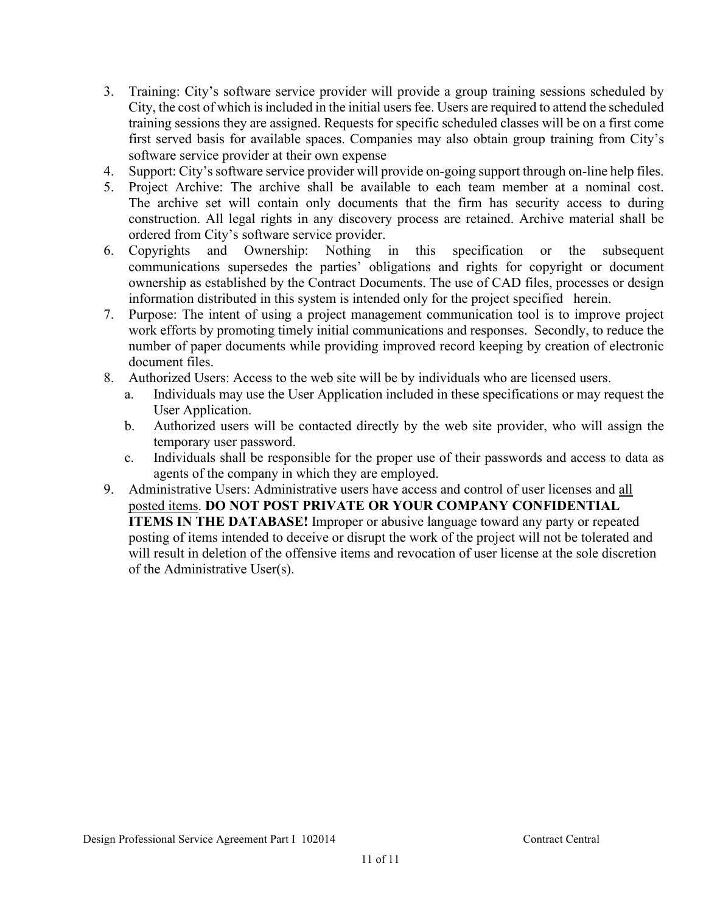3. Training: City's software service provider will provide a group training sessions scheduled by City, the cost of which is included in the initial users fee. Users are required to attend the scheduled training sessions they are assigned. Requests for specific scheduled classes will be on a first come first served basis for available spaces. Companies may also obtain group training from City's software service provider at their own expense
4. Support: City's software service provider will provide on-going support through on-line help files.
5. Project Archive: The archive shall be available to each team member at a nominal cost. The archive set will contain only documents that the firm has security access to during construction. All legal rights in any discovery process are retained. Archive material shall be ordered from City's software service provider.
6. Copyrights and Ownership: Nothing in this specification or the subsequent communications supersedes the parties' obligations and rights for copyright or document ownership as established by the Contract Documents. The use of CAD files, processes or design information distributed in this system is intended only for the project specified herein.
7. Purpose: The intent of using a project management communication tool is to improve project work efforts by promoting timely initial communications and responses. Secondly, to reduce the number of paper documents while providing improved record keeping by creation of electronic document files.
8. Authorized Users: Access to the web site will be by individuals who are licensed users.
   a. Individuals may use the User Application included in these specifications or may request the User Application.
   b. Authorized users will be contacted directly by the web site provider, who will assign the temporary user password.
   c. Individuals shall be responsible for the proper use of their passwords and access to data as agents of the company in which they are employed.
9. Administrative Users: Administrative users have access and control of user licenses and <u>all posted items</u>. **DO NOT POST PRIVATE OR YOUR COMPANY CONFIDENTIAL ITEMS IN THE DATABASE!** Improper or abusive language toward any party or repeated posting of items intended to deceive or disrupt the work of the project will not be tolerated and will result in deletion of the offensive items and revocation of user license at the sole discretion of the Administrative User(s).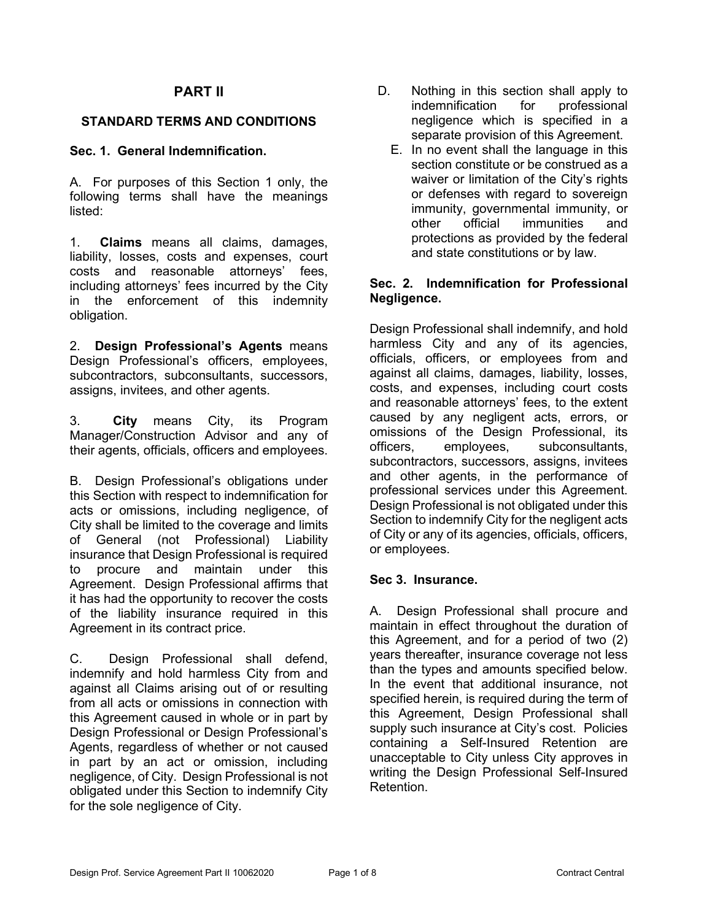# PART II

## STANDARD TERMS AND CONDITIONS

### Sec. 1. General Indemnification.

A. For purposes of this Section 1 only, the following terms shall have the meanings listed:

1. **Claims** means all claims, damages, liability, losses, costs and expenses, court costs and reasonable attorneys' fees, including attorneys' fees incurred by the City in the enforcement of this indemnity obligation.

2. **Design Professional's Agents** means Design Professional's officers, employees, subcontractors, subconsultants, successors, assigns, invitees, and other agents.

3. **City** means City, its Program Manager/Construction Advisor and any of their agents, officials, officers and employees.

B. Design Professional's obligations under this Section with respect to indemnification for acts or omissions, including negligence, of City shall be limited to the coverage and limits of General (not Professional) Liability insurance that Design Professional is required to procure and maintain under this Agreement. Design Professional affirms that it has had the opportunity to recover the costs of the liability insurance required in this Agreement in its contract price.

C. Design Professional shall defend, indemnify and hold harmless City from and against all Claims arising out of or resulting from all acts or omissions in connection with this Agreement caused in whole or in part by Design Professional or Design Professional's Agents, regardless of whether or not caused in part by an act or omission, including negligence, of City. Design Professional is not obligated under this Section to indemnify City for the sole negligence of City.

D. Nothing in this section shall apply to indemnification for professional negligence which is specified in a separate provision of this Agreement.

E. In no event shall the language in this section constitute or be construed as a waiver or limitation of the City's rights or defenses with regard to sovereign immunity, governmental immunity, or other official immunities and protections as provided by the federal and state constitutions or by law.

### Sec. 2. Indemnification for Professional Negligence.

Design Professional shall indemnify, and hold harmless City and any of its agencies, officials, officers, or employees from and against all claims, damages, liability, losses, costs, and expenses, including court costs and reasonable attorneys' fees, to the extent caused by any negligent acts, errors, or omissions of the Design Professional, its officers, employees, subconsultants, subcontractors, successors, assigns, invitees and other agents, in the performance of professional services under this Agreement. Design Professional is not obligated under this Section to indemnify City for the negligent acts of City or any of its agencies, officials, officers, or employees.

### Sec 3. Insurance.

A. Design Professional shall procure and maintain in effect throughout the duration of this Agreement, and for a period of two (2) years thereafter, insurance coverage not less than the types and amounts specified below. In the event that additional insurance, not specified herein, is required during the term of this Agreement, Design Professional shall supply such insurance at City's cost. Policies containing a Self-Insured Retention are unacceptable to City unless City approves in writing the Design Professional Self-Insured Retention.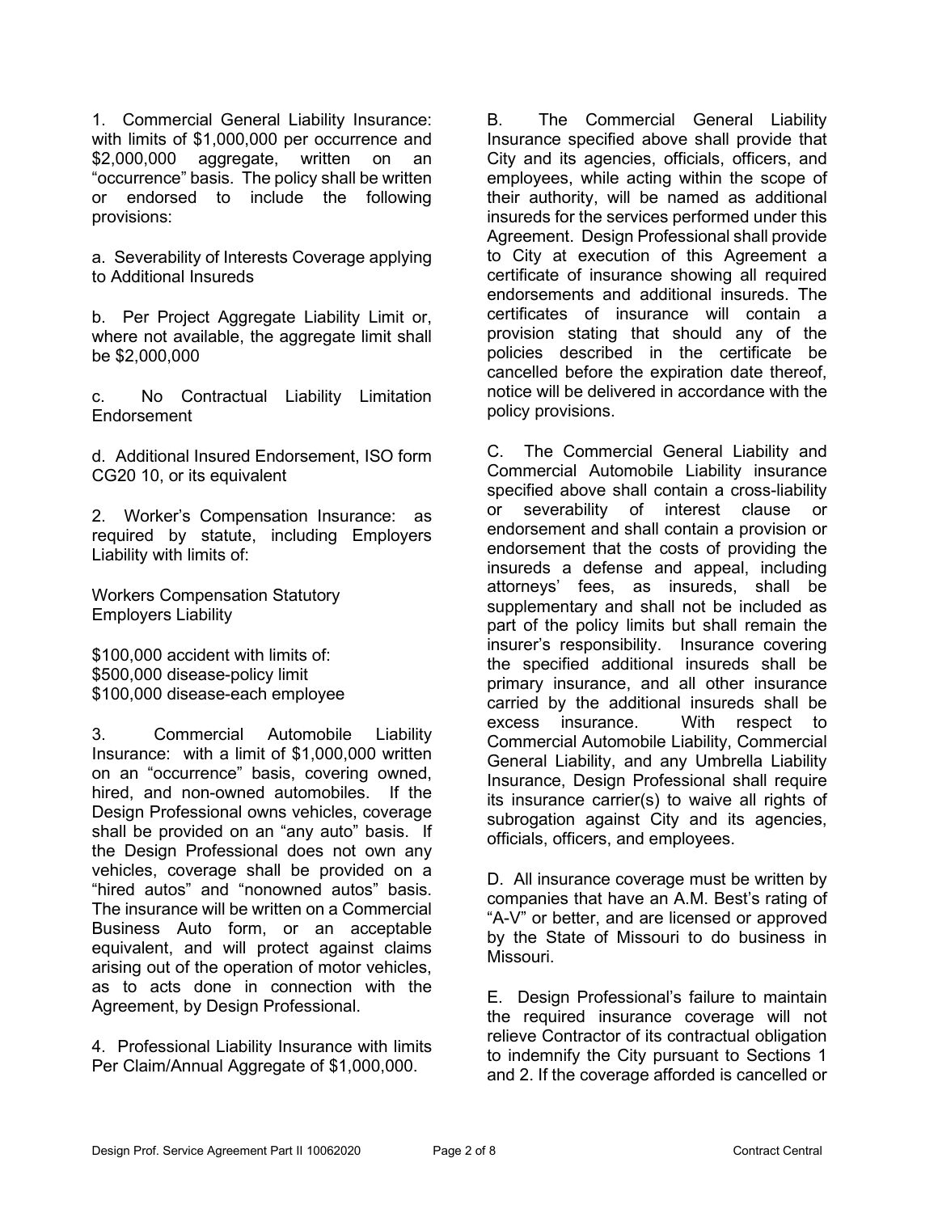1. Commercial General Liability Insurance: with limits of $1,000,000 per occurrence and $2,000,000 aggregate, written on an "occurrence" basis. The policy shall be written or endorsed to include the following provisions:

a. Severability of Interests Coverage applying to Additional Insureds

b. Per Project Aggregate Liability Limit or, where not available, the aggregate limit shall be $2,000,000

c. No Contractual Liability Limitation Endorsement

d. Additional Insured Endorsement, ISO form CG20 10, or its equivalent

2. Worker's Compensation Insurance: as required by statute, including Employers Liability with limits of:

Workers Compensation Statutory
Employers Liability

$100,000 accident with limits of:
$500,000 disease-policy limit
$100,000 disease-each employee

3. Commercial Automobile Liability Insurance: with a limit of $1,000,000 written on an "occurrence" basis, covering owned, hired, and non-owned automobiles. If the Design Professional owns vehicles, coverage shall be provided on an "any auto" basis. If the Design Professional does not own any vehicles, coverage shall be provided on a "hired autos" and "nonowned autos" basis. The insurance will be written on a Commercial Business Auto form, or an acceptable equivalent, and will protect against claims arising out of the operation of motor vehicles, as to acts done in connection with the Agreement, by Design Professional.

4. Professional Liability Insurance with limits Per Claim/Annual Aggregate of $1,000,000.

B. The Commercial General Liability Insurance specified above shall provide that City and its agencies, officials, officers, and employees, while acting within the scope of their authority, will be named as additional insureds for the services performed under this Agreement. Design Professional shall provide to City at execution of this Agreement a certificate of insurance showing all required endorsements and additional insureds. The certificates of insurance will contain a provision stating that should any of the policies described in the certificate be cancelled before the expiration date thereof, notice will be delivered in accordance with the policy provisions.

C. The Commercial General Liability and Commercial Automobile Liability insurance specified above shall contain a cross-liability or severability of interest clause or endorsement and shall contain a provision or endorsement that the costs of providing the insureds a defense and appeal, including attorneys' fees, as insureds, shall be supplementary and shall not be included as part of the policy limits but shall remain the insurer's responsibility. Insurance covering the specified additional insureds shall be primary insurance, and all other insurance carried by the additional insureds shall be excess insurance. With respect to Commercial Automobile Liability, Commercial General Liability, and any Umbrella Liability Insurance, Design Professional shall require its insurance carrier(s) to waive all rights of subrogation against City and its agencies, officials, officers, and employees.

D. All insurance coverage must be written by companies that have an A.M. Best's rating of "A-V" or better, and are licensed or approved by the State of Missouri to do business in Missouri.

E. Design Professional's failure to maintain the required insurance coverage will not relieve Contractor of its contractual obligation to indemnify the City pursuant to Sections 1 and 2. If the coverage afforded is cancelled or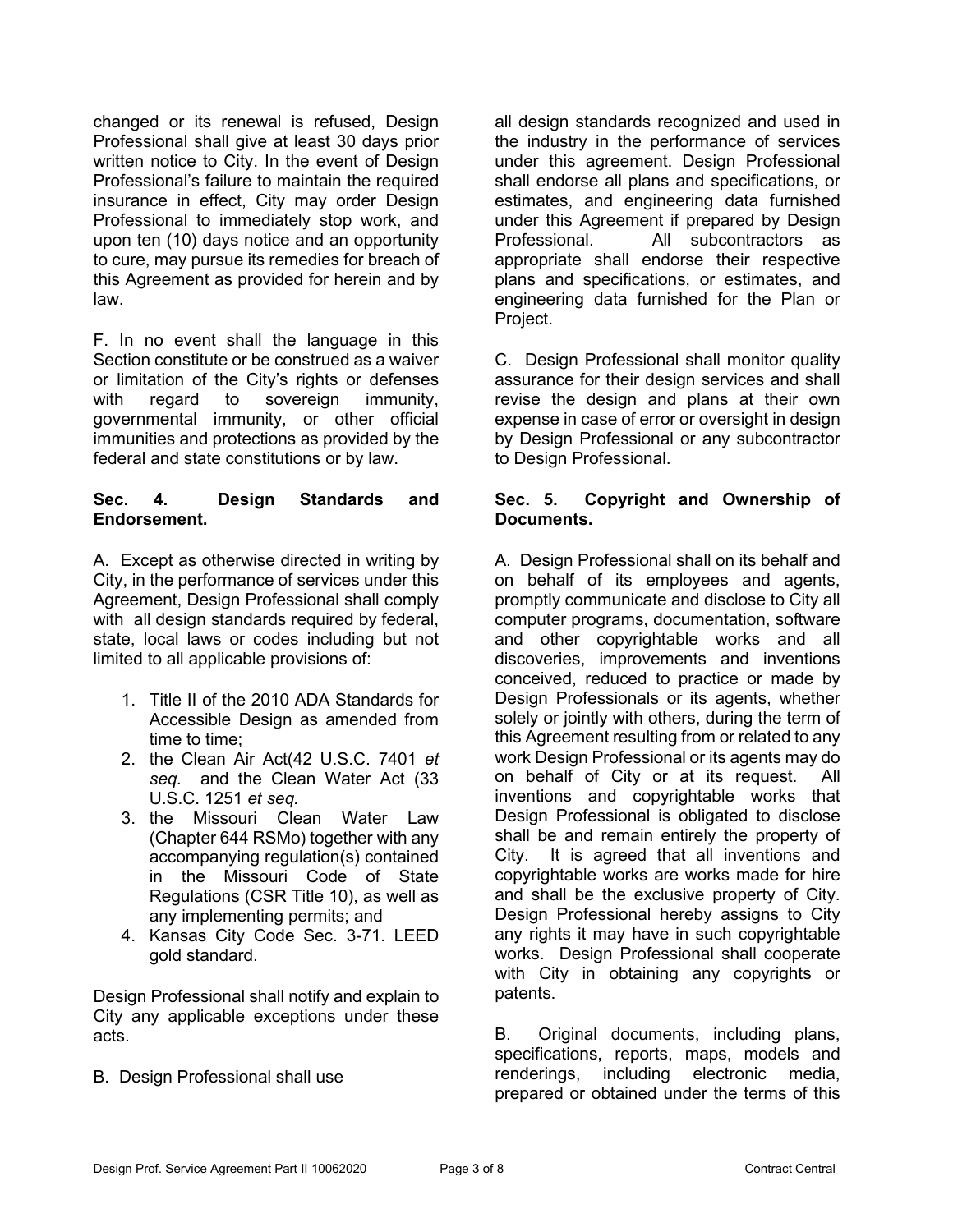changed or its renewal is refused, Design Professional shall give at least 30 days prior written notice to City. In the event of Design Professional's failure to maintain the required insurance in effect, City may order Design Professional to immediately stop work, and upon ten (10) days notice and an opportunity to cure, may pursue its remedies for breach of this Agreement as provided for herein and by law.

F. In no event shall the language in this Section constitute or be construed as a waiver or limitation of the City's rights or defenses with regard to sovereign immunity, governmental immunity, or other official immunities and protections as provided by the federal and state constitutions or by law.

**Sec. 4. Design Standards and Endorsement.**

A. Except as otherwise directed in writing by City, in the performance of services under this Agreement, Design Professional shall comply with all design standards required by federal, state, local laws or codes including but not limited to all applicable provisions of:

1. Title II of the 2010 ADA Standards for Accessible Design as amended from time to time;
2. the Clean Air Act(42 U.S.C. 7401 *et seq.* and the Clean Water Act (33 U.S.C. 1251 *et seq.*
3. the Missouri Clean Water Law (Chapter 644 RSMo) together with any accompanying regulation(s) contained in the Missouri Code of State Regulations (CSR Title 10), as well as any implementing permits; and
4. Kansas City Code Sec. 3-71. LEED gold standard.

Design Professional shall notify and explain to City any applicable exceptions under these acts.

B. Design Professional shall use all design standards recognized and used in the industry in the performance of services under this agreement. Design Professional shall endorse all plans and specifications, or estimates, and engineering data furnished under this Agreement if prepared by Design Professional. All subcontractors as appropriate shall endorse their respective plans and specifications, or estimates, and engineering data furnished for the Plan or Project.

C. Design Professional shall monitor quality assurance for their design services and shall revise the design and plans at their own expense in case of error or oversight in design by Design Professional or any subcontractor to Design Professional.

**Sec. 5. Copyright and Ownership of Documents.**

A. Design Professional shall on its behalf and on behalf of its employees and agents, promptly communicate and disclose to City all computer programs, documentation, software and other copyrightable works and all discoveries, improvements and inventions conceived, reduced to practice or made by Design Professionals or its agents, whether solely or jointly with others, during the term of this Agreement resulting from or related to any work Design Professional or its agents may do on behalf of City or at its request. All inventions and copyrightable works that Design Professional is obligated to disclose shall be and remain entirely the property of City. It is agreed that all inventions and copyrightable works are works made for hire and shall be the exclusive property of City. Design Professional hereby assigns to City any rights it may have in such copyrightable works. Design Professional shall cooperate with City in obtaining any copyrights or patents.

B. Original documents, including plans, specifications, reports, maps, models and renderings, including electronic media, prepared or obtained under the terms of this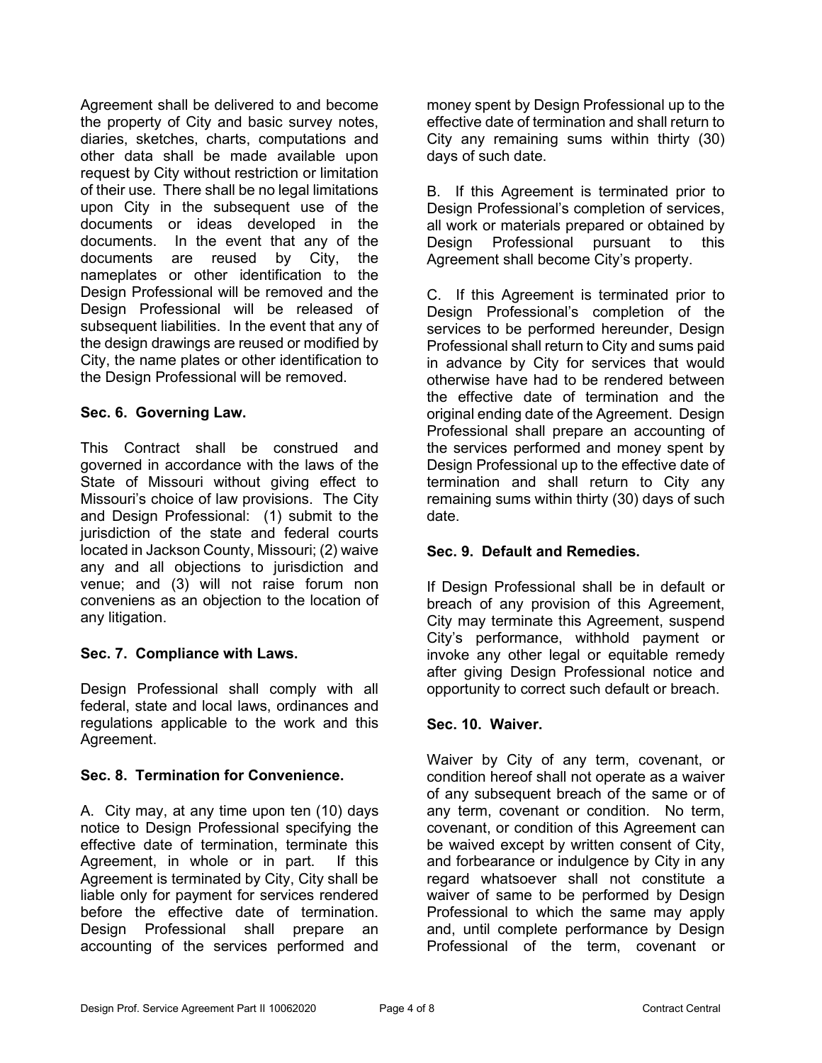Agreement shall be delivered to and become the property of City and basic survey notes, diaries, sketches, charts, computations and other data shall be made available upon request by City without restriction or limitation of their use. There shall be no legal limitations upon City in the subsequent use of the documents or ideas developed in the documents. In the event that any of the documents are reused by City, the nameplates or other identification to the Design Professional will be removed and the Design Professional will be released of subsequent liabilities. In the event that any of the design drawings are reused or modified by City, the name plates or other identification to the Design Professional will be removed.

**Sec. 6. Governing Law.**

This Contract shall be construed and governed in accordance with the laws of the State of Missouri without giving effect to Missouri's choice of law provisions. The City and Design Professional: (1) submit to the jurisdiction of the state and federal courts located in Jackson County, Missouri; (2) waive any and all objections to jurisdiction and venue; and (3) will not raise forum non conveniens as an objection to the location of any litigation.

**Sec. 7. Compliance with Laws.**

Design Professional shall comply with all federal, state and local laws, ordinances and regulations applicable to the work and this Agreement.

**Sec. 8. Termination for Convenience.**

A. City may, at any time upon ten (10) days notice to Design Professional specifying the effective date of termination, terminate this Agreement, in whole or in part. If this Agreement is terminated by City, City shall be liable only for payment for services rendered before the effective date of termination. Design Professional shall prepare an accounting of the services performed and money spent by Design Professional up to the effective date of termination and shall return to City any remaining sums within thirty (30) days of such date.

B. If this Agreement is terminated prior to Design Professional's completion of services, all work or materials prepared or obtained by Design Professional pursuant to this Agreement shall become City's property.

C. If this Agreement is terminated prior to Design Professional's completion of the services to be performed hereunder, Design Professional shall return to City and sums paid in advance by City for services that would otherwise have had to be rendered between the effective date of termination and the original ending date of the Agreement. Design Professional shall prepare an accounting of the services performed and money spent by Design Professional up to the effective date of termination and shall return to City any remaining sums within thirty (30) days of such date.

**Sec. 9. Default and Remedies.**

If Design Professional shall be in default or breach of any provision of this Agreement, City may terminate this Agreement, suspend City's performance, withhold payment or invoke any other legal or equitable remedy after giving Design Professional notice and opportunity to correct such default or breach.

**Sec. 10. Waiver.**

Waiver by City of any term, covenant, or condition hereof shall not operate as a waiver of any subsequent breach of the same or of any term, covenant or condition. No term, covenant, or condition of this Agreement can be waived except by written consent of City, and forbearance or indulgence by City in any regard whatsoever shall not constitute a waiver of same to be performed by Design Professional to which the same may apply and, until complete performance by Design Professional of the term, covenant or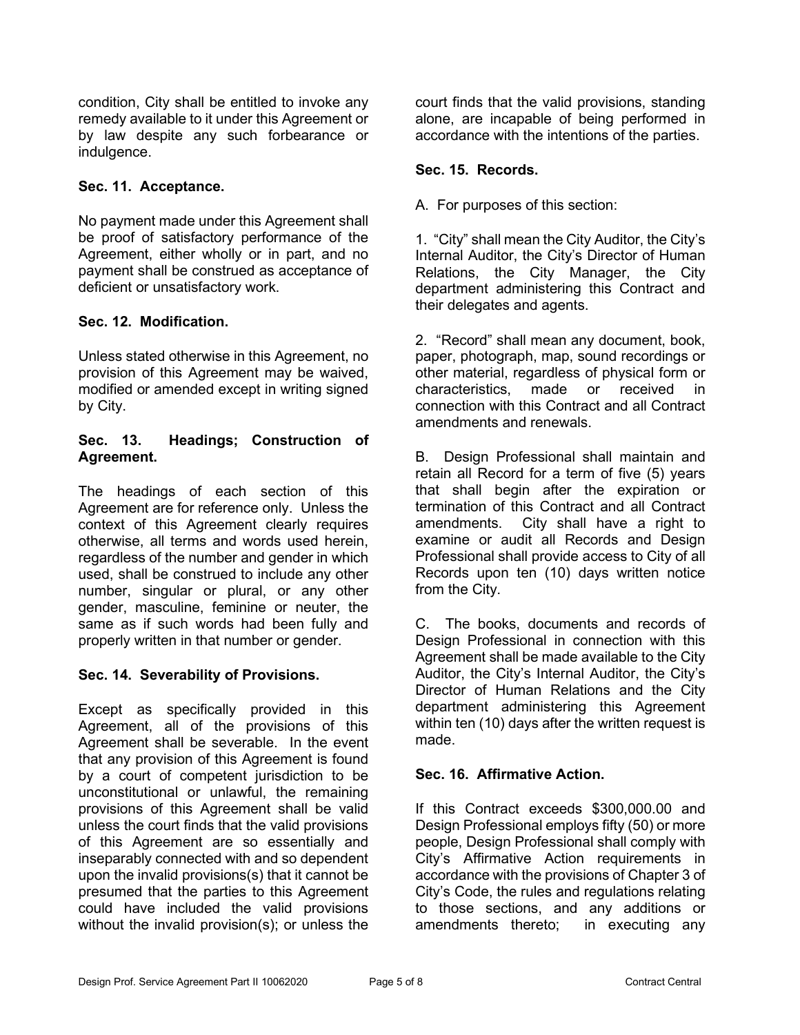condition, City shall be entitled to invoke any remedy available to it under this Agreement or by law despite any such forbearance or indulgence.

**Sec. 11. Acceptance.**

No payment made under this Agreement shall be proof of satisfactory performance of the Agreement, either wholly or in part, and no payment shall be construed as acceptance of deficient or unsatisfactory work.

**Sec. 12. Modification.**

Unless stated otherwise in this Agreement, no provision of this Agreement may be waived, modified or amended except in writing signed by City.

**Sec. 13. Headings; Construction of Agreement.**

The headings of each section of this Agreement are for reference only. Unless the context of this Agreement clearly requires otherwise, all terms and words used herein, regardless of the number and gender in which used, shall be construed to include any other number, singular or plural, or any other gender, masculine, feminine or neuter, the same as if such words had been fully and properly written in that number or gender.

**Sec. 14. Severability of Provisions.**

Except as specifically provided in this Agreement, all of the provisions of this Agreement shall be severable. In the event that any provision of this Agreement is found by a court of competent jurisdiction to be unconstitutional or unlawful, the remaining provisions of this Agreement shall be valid unless the court finds that the valid provisions of this Agreement are so essentially and inseparably connected with and so dependent upon the invalid provisions(s) that it cannot be presumed that the parties to this Agreement could have included the valid provisions without the invalid provision(s); or unless the court finds that the valid provisions, standing alone, are incapable of being performed in accordance with the intentions of the parties.

**Sec. 15. Records.**

A. For purposes of this section:

1. "City" shall mean the City Auditor, the City's Internal Auditor, the City's Director of Human Relations, the City Manager, the City department administering this Contract and their delegates and agents.

2. "Record" shall mean any document, book, paper, photograph, map, sound recordings or other material, regardless of physical form or characteristics, made or received in connection with this Contract and all Contract amendments and renewals.

B. Design Professional shall maintain and retain all Record for a term of five (5) years that shall begin after the expiration or termination of this Contract and all Contract amendments. City shall have a right to examine or audit all Records and Design Professional shall provide access to City of all Records upon ten (10) days written notice from the City.

C. The books, documents and records of Design Professional in connection with this Agreement shall be made available to the City Auditor, the City's Internal Auditor, the City's Director of Human Relations and the City department administering this Agreement within ten (10) days after the written request is made.

**Sec. 16. Affirmative Action.**

If this Contract exceeds $300,000.00 and Design Professional employs fifty (50) or more people, Design Professional shall comply with City's Affirmative Action requirements in accordance with the provisions of Chapter 3 of City's Code, the rules and regulations relating to those sections, and any additions or amendments thereto; in executing any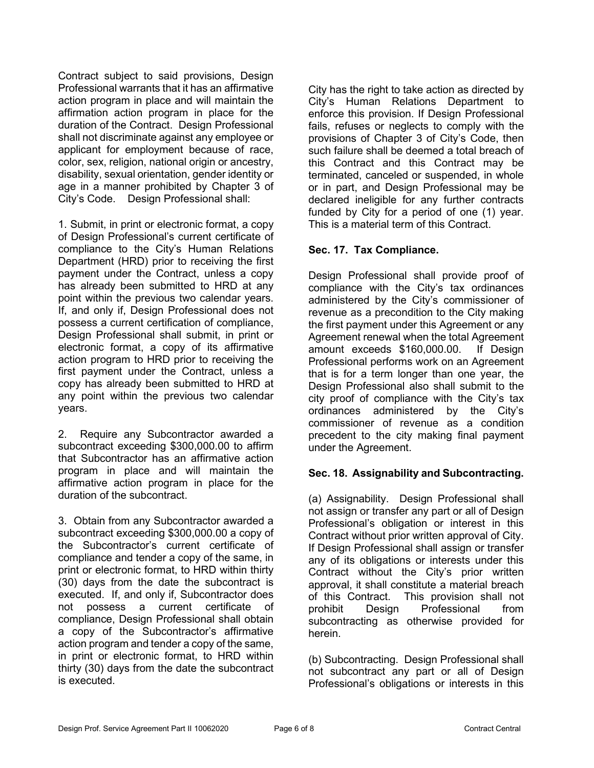Contract subject to said provisions, Design Professional warrants that it has an affirmative action program in place and will maintain the affirmation action program in place for the duration of the Contract. Design Professional shall not discriminate against any employee or applicant for employment because of race, color, sex, religion, national origin or ancestry, disability, sexual orientation, gender identity or age in a manner prohibited by Chapter 3 of City's Code. Design Professional shall:

1. Submit, in print or electronic format, a copy of Design Professional's current certificate of compliance to the City's Human Relations Department (HRD) prior to receiving the first payment under the Contract, unless a copy has already been submitted to HRD at any point within the previous two calendar years. If, and only if, Design Professional does not possess a current certification of compliance, Design Professional shall submit, in print or electronic format, a copy of its affirmative action program to HRD prior to receiving the first payment under the Contract, unless a copy has already been submitted to HRD at any point within the previous two calendar years.

2. Require any Subcontractor awarded a subcontract exceeding $300,000.00 to affirm that Subcontractor has an affirmative action program in place and will maintain the affirmative action program in place for the duration of the subcontract.

3. Obtain from any Subcontractor awarded a subcontract exceeding $300,000.00 a copy of the Subcontractor's current certificate of compliance and tender a copy of the same, in print or electronic format, to HRD within thirty (30) days from the date the subcontract is executed. If, and only if, Subcontractor does not possess a current certificate of compliance, Design Professional shall obtain a copy of the Subcontractor's affirmative action program and tender a copy of the same, in print or electronic format, to HRD within thirty (30) days from the date the subcontract is executed.

City has the right to take action as directed by City's Human Relations Department to enforce this provision. If Design Professional fails, refuses or neglects to comply with the provisions of Chapter 3 of City's Code, then such failure shall be deemed a total breach of this Contract and this Contract may be terminated, canceled or suspended, in whole or in part, and Design Professional may be declared ineligible for any further contracts funded by City for a period of one (1) year. This is a material term of this Contract.

**Sec. 17. Tax Compliance.**

Design Professional shall provide proof of compliance with the City's tax ordinances administered by the City's commissioner of revenue as a precondition to the City making the first payment under this Agreement or any Agreement renewal when the total Agreement amount exceeds $160,000.00. If Design Professional performs work on an Agreement that is for a term longer than one year, the Design Professional also shall submit to the city proof of compliance with the City's tax ordinances administered by the City's commissioner of revenue as a condition precedent to the city making final payment under the Agreement.

**Sec. 18. Assignability and Subcontracting.**

(a) Assignability. Design Professional shall not assign or transfer any part or all of Design Professional's obligation or interest in this Contract without prior written approval of City. If Design Professional shall assign or transfer any of its obligations or interests under this Contract without the City's prior written approval, it shall constitute a material breach of this Contract. This provision shall not prohibit Design Professional from subcontracting as otherwise provided for herein.

(b) Subcontracting. Design Professional shall not subcontract any part or all of Design Professional's obligations or interests in this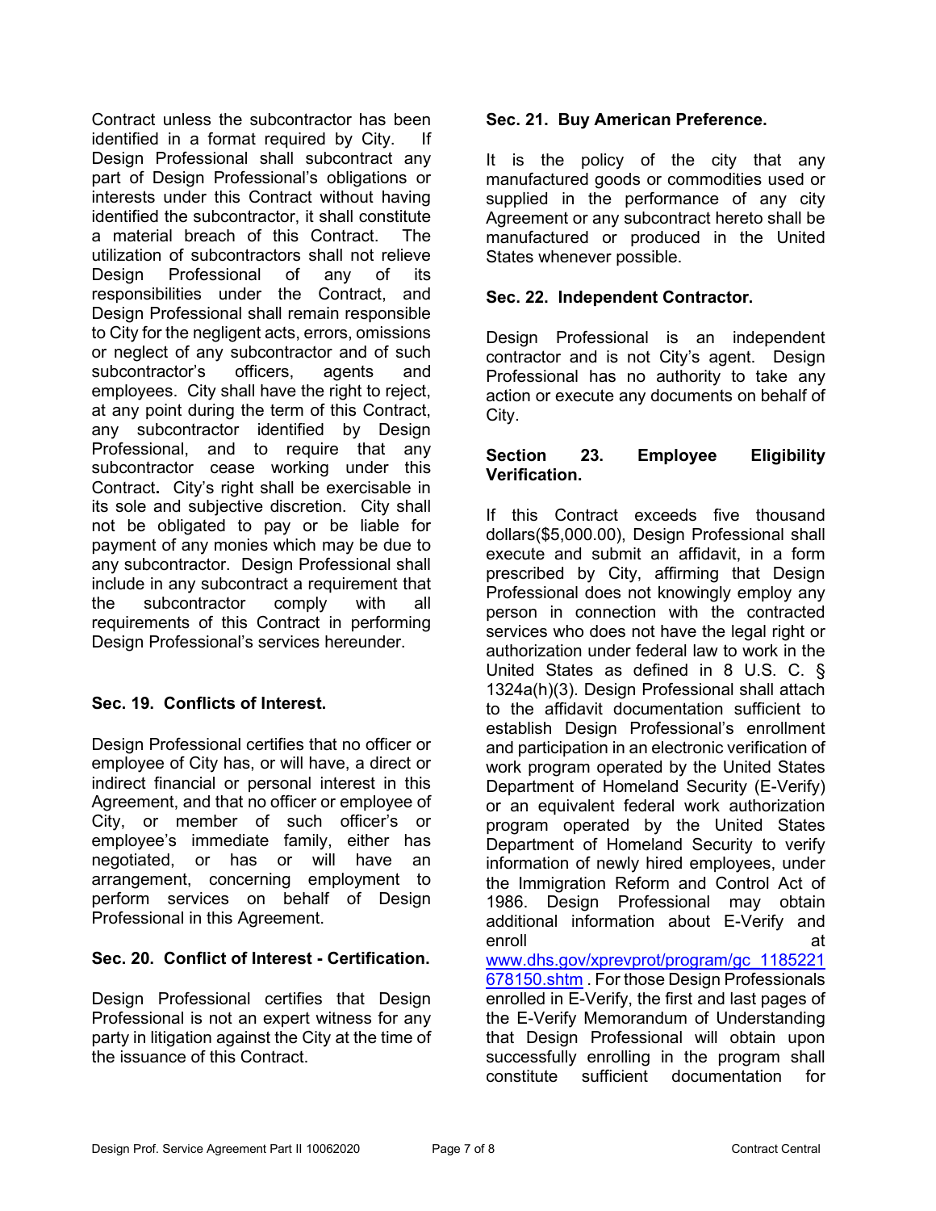Contract unless the subcontractor has been identified in a format required by City. If Design Professional shall subcontract any part of Design Professional's obligations or interests under this Contract without having identified the subcontractor, it shall constitute a material breach of this Contract. The utilization of subcontractors shall not relieve Design Professional of any of its responsibilities under the Contract, and Design Professional shall remain responsible to City for the negligent acts, errors, omissions or neglect of any subcontractor and of such subcontractor's officers, agents and employees. City shall have the right to reject, at any point during the term of this Contract, any subcontractor identified by Design Professional, and to require that any subcontractor cease working under this Contract**.** City's right shall be exercisable in its sole and subjective discretion. City shall not be obligated to pay or be liable for payment of any monies which may be due to any subcontractor. Design Professional shall include in any subcontract a requirement that the subcontractor comply with all requirements of this Contract in performing Design Professional's services hereunder.

**Sec. 19. Conflicts of Interest.**

Design Professional certifies that no officer or employee of City has, or will have, a direct or indirect financial or personal interest in this Agreement, and that no officer or employee of City, or member of such officer's or employee's immediate family, either has negotiated, or has or will have an arrangement, concerning employment to perform services on behalf of Design Professional in this Agreement.

**Sec. 20. Conflict of Interest - Certification.**

Design Professional certifies that Design Professional is not an expert witness for any party in litigation against the City at the time of the issuance of this Contract.

**Sec. 21. Buy American Preference.**

It is the policy of the city that any manufactured goods or commodities used or supplied in the performance of any city Agreement or any subcontract hereto shall be manufactured or produced in the United States whenever possible.

**Sec. 22. Independent Contractor.**

Design Professional is an independent contractor and is not City's agent. Design Professional has no authority to take any action or execute any documents on behalf of City.

**Section 23. Employee Eligibility Verification.**

If this Contract exceeds five thousand dollars($5,000.00), Design Professional shall execute and submit an affidavit, in a form prescribed by City, affirming that Design Professional does not knowingly employ any person in connection with the contracted services who does not have the legal right or authorization under federal law to work in the United States as defined in 8 U.S. C. § 1324a(h)(3). Design Professional shall attach to the affidavit documentation sufficient to establish Design Professional's enrollment and participation in an electronic verification of work program operated by the United States Department of Homeland Security (E-Verify) or an equivalent federal work authorization program operated by the United States Department of Homeland Security to verify information of newly hired employees, under the Immigration Reform and Control Act of 1986. Design Professional may obtain additional information about E-Verify and enroll at [www.dhs.gov/xprevprot/program/gc_1185221678150.shtm](www.dhs.gov/xprevprot/program/gc_1185221678150.shtm) . For those Design Professionals enrolled in E-Verify, the first and last pages of the E-Verify Memorandum of Understanding that Design Professional will obtain upon successfully enrolling in the program shall constitute sufficient documentation for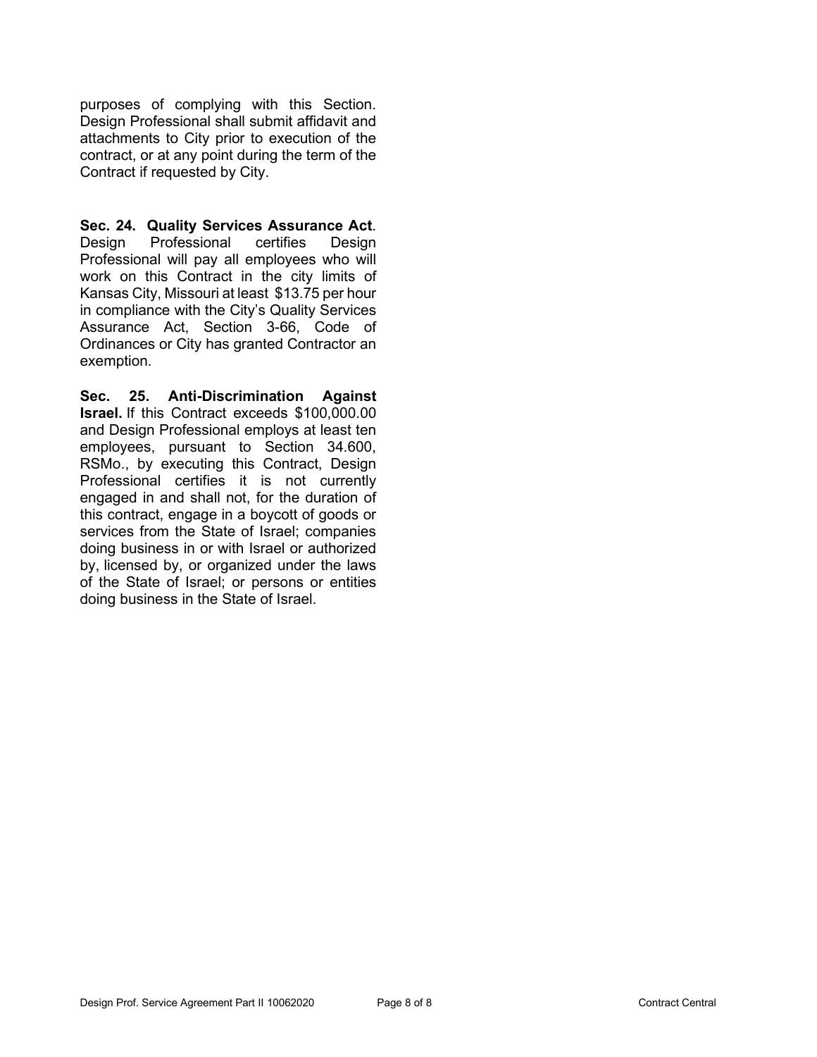purposes of complying with this Section. Design Professional shall submit affidavit and attachments to City prior to execution of the contract, or at any point during the term of the Contract if requested by City.

**Sec. 24. Quality Services Assurance Act**. Design Professional certifies Design Professional will pay all employees who will work on this Contract in the city limits of Kansas City, Missouri at least $13.75 per hour in compliance with the City's Quality Services Assurance Act, Section 3-66, Code of Ordinances or City has granted Contractor an exemption.

**Sec. 25. Anti-Discrimination Against Israel.** If this Contract exceeds $100,000.00 and Design Professional employs at least ten employees, pursuant to Section 34.600, RSMo., by executing this Contract, Design Professional certifies it is not currently engaged in and shall not, for the duration of this contract, engage in a boycott of goods or services from the State of Israel; companies doing business in or with Israel or authorized by, licensed by, or organized under the laws of the State of Israel; or persons or entities doing business in the State of Israel.